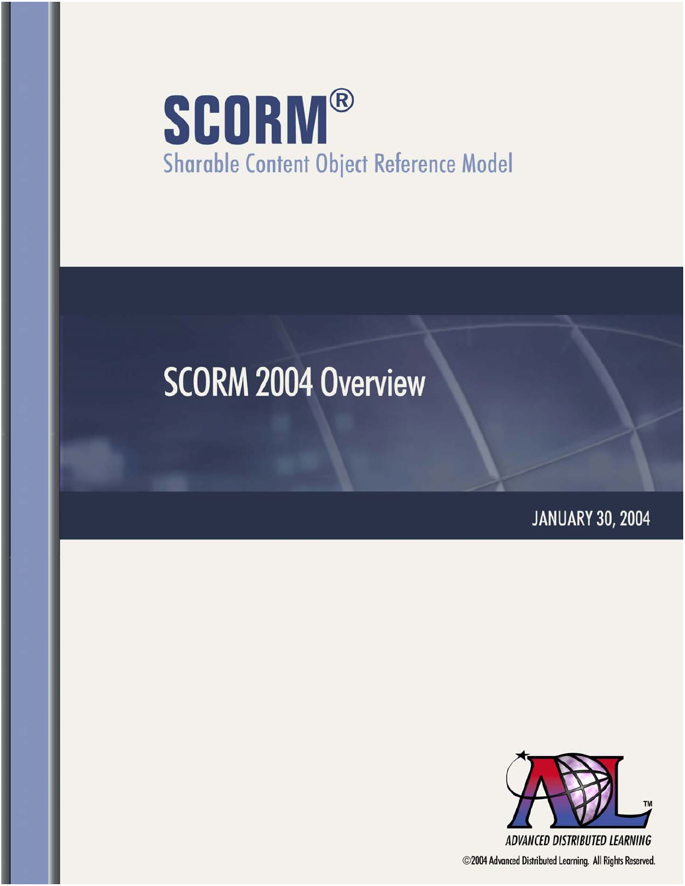# SCORM®

## Sharable Content Object Reference Model

# SCORM 2004 Overview

JANUARY 30, 2004

ADVANCED DISTRIBUTED LEARNING

©2004 Advanced Distributed Learning. All Rights Reserved.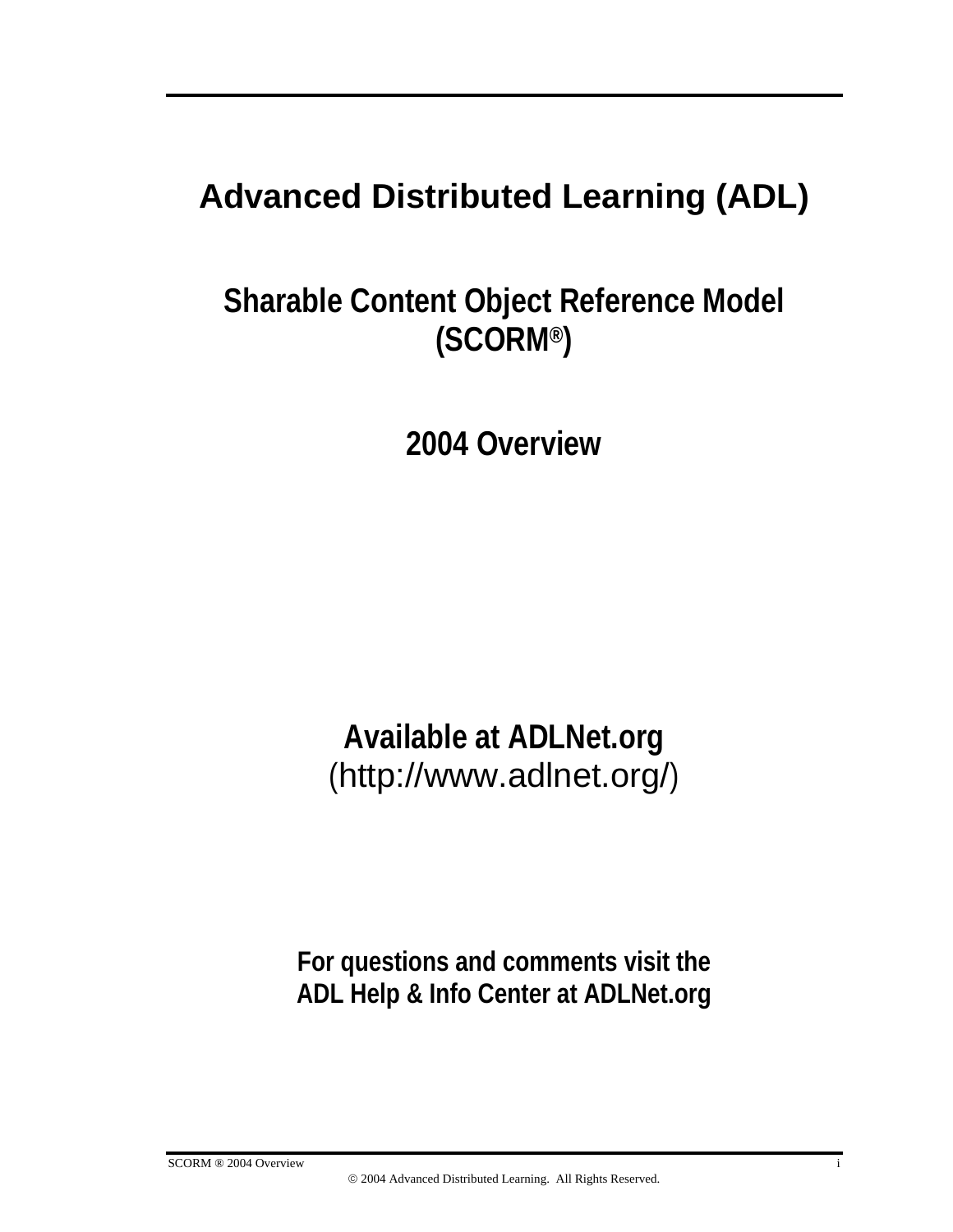# Advanced Distributed Learning (ADL)

## Sharable Content Object Reference Model (SCORM®)

## 2004 Overview

**Available at ADLNet.org**
(http://www.adlnet.org/)

**For questions and comments visit the ADL Help & Info Center at ADLNet.org**

© 2004 Advanced Distributed Learning. All Rights Reserved.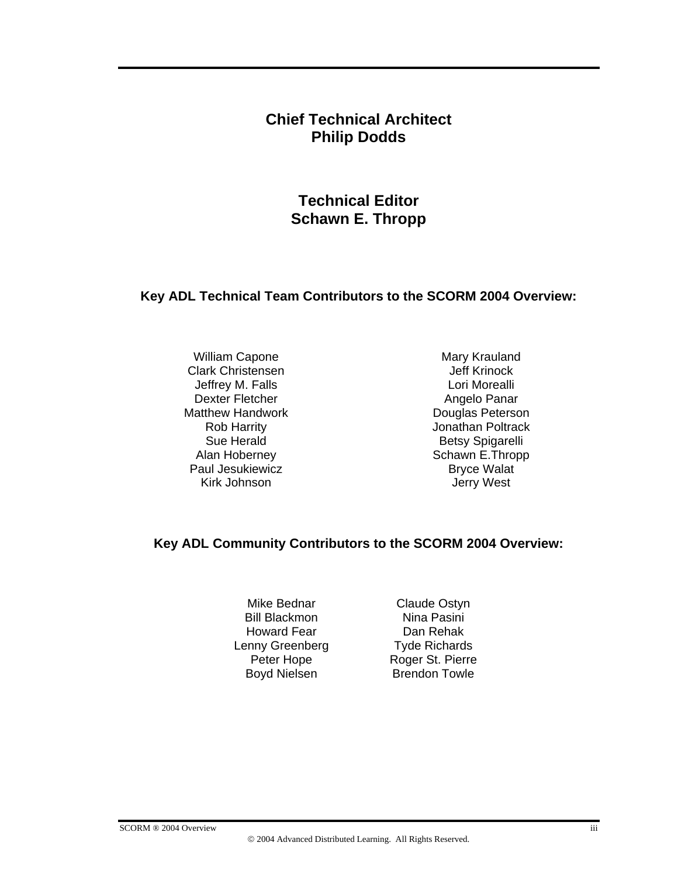**Chief Technical Architect**
**Philip Dodds**

**Technical Editor**
**Schawn E. Thropp**

**Key ADL Technical Team Contributors to the SCORM 2004 Overview:**

William Capone
Clark Christensen
Jeffrey M. Falls
Dexter Fletcher
Matthew Handwork
Rob Harrity
Sue Herald
Alan Hoberney
Paul Jesukiewicz
Kirk Johnson
Mary Krauland
Jeff Krinock
Lori Morealli
Angelo Panar
Douglas Peterson
Jonathan Poltrack
Betsy Spigarelli
Schawn E.Thropp
Bryce Walat
Jerry West

**Key ADL Community Contributors to the SCORM 2004 Overview:**

Mike Bednar
Bill Blackmon
Howard Fear
Lenny Greenberg
Peter Hope
Boyd Nielsen
Claude Ostyn
Nina Pasini
Dan Rehak
Tyde Richards
Roger St. Pierre
Brendon Towle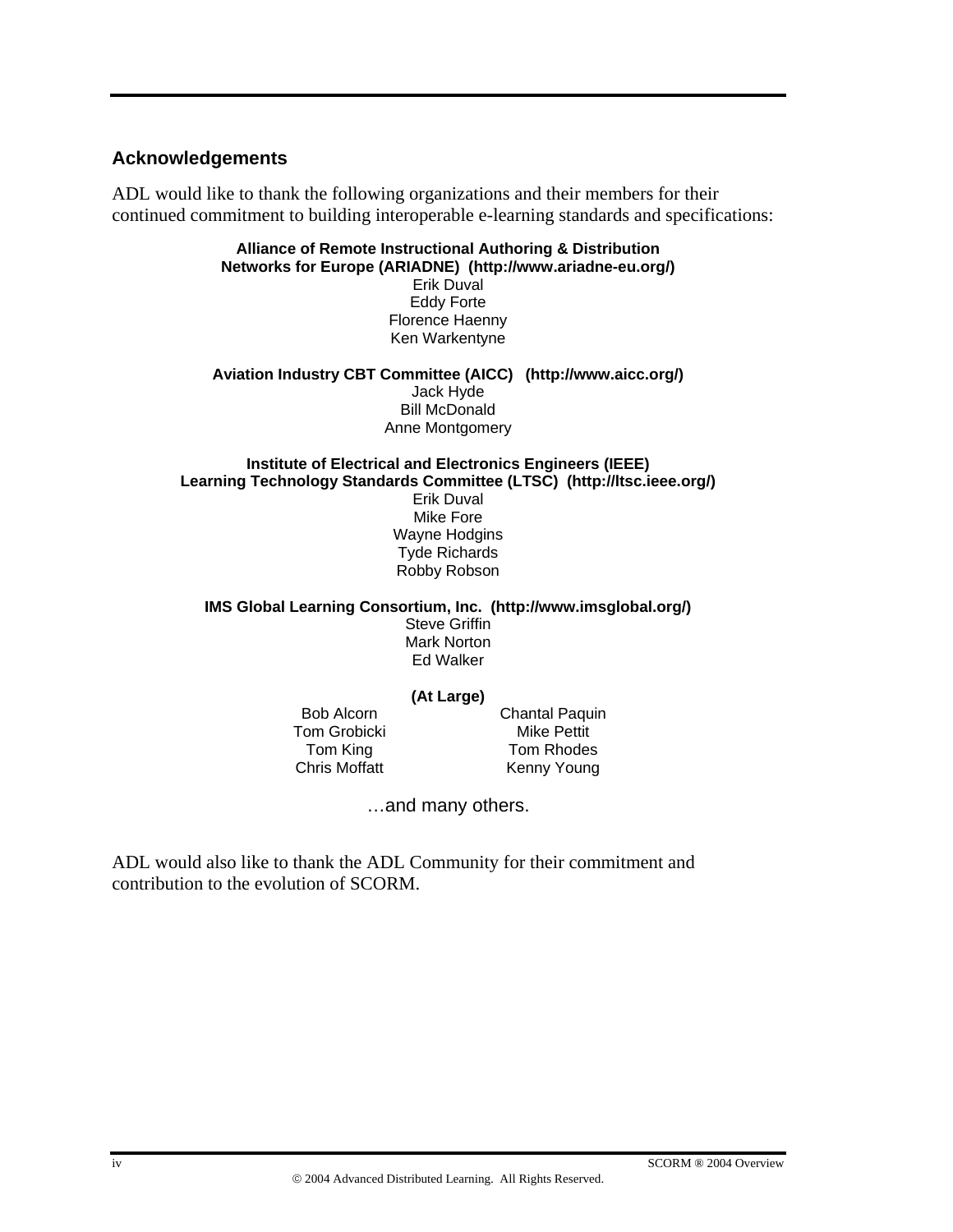## Acknowledgements

ADL would like to thank the following organizations and their members for their continued commitment to building interoperable e-learning standards and specifications:

**Alliance of Remote Instructional Authoring & Distribution Networks for Europe (ARIADNE) (http://www.ariadne-eu.org/)**

Erik Duval
Eddy Forte
Florence Haenny
Ken Warkentyne

**Aviation Industry CBT Committee (AICC) (http://www.aicc.org/)**

Jack Hyde
Bill McDonald
Anne Montgomery

**Institute of Electrical and Electronics Engineers (IEEE) Learning Technology Standards Committee (LTSC) (http://ltsc.ieee.org/)**

Erik Duval
Mike Fore
Wayne Hodgins
Tyde Richards
Robby Robson

**IMS Global Learning Consortium, Inc. (http://www.imsglobal.org/)**

Steve Griffin
Mark Norton
Ed Walker

**(At Large)**

Bob Alcorn
Tom Grobicki
Tom King
Chris Moffatt
Chantal Paquin
Mike Pettit
Tom Rhodes
Kenny Young

…and many others.

ADL would also like to thank the ADL Community for their commitment and contribution to the evolution of SCORM.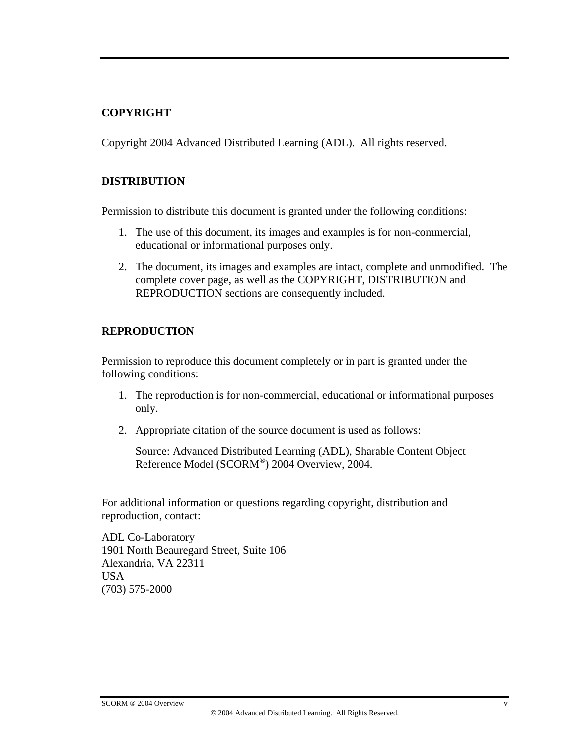## COPYRIGHT

Copyright 2004 Advanced Distributed Learning (ADL). All rights reserved.

## DISTRIBUTION

Permission to distribute this document is granted under the following conditions:

1. The use of this document, its images and examples is for non-commercial, educational or informational purposes only.
2. The document, its images and examples are intact, complete and unmodified. The complete cover page, as well as the COPYRIGHT, DISTRIBUTION and REPRODUCTION sections are consequently included.

## REPRODUCTION

Permission to reproduce this document completely or in part is granted under the following conditions:

1. The reproduction is for non-commercial, educational or informational purposes only.
2. Appropriate citation of the source document is used as follows:

   Source: Advanced Distributed Learning (ADL), Sharable Content Object Reference Model (SCORM®) 2004 Overview, 2004.

For additional information or questions regarding copyright, distribution and reproduction, contact:

ADL Co-Laboratory
1901 North Beauregard Street, Suite 106
Alexandria, VA 22311
USA
(703) 575-2000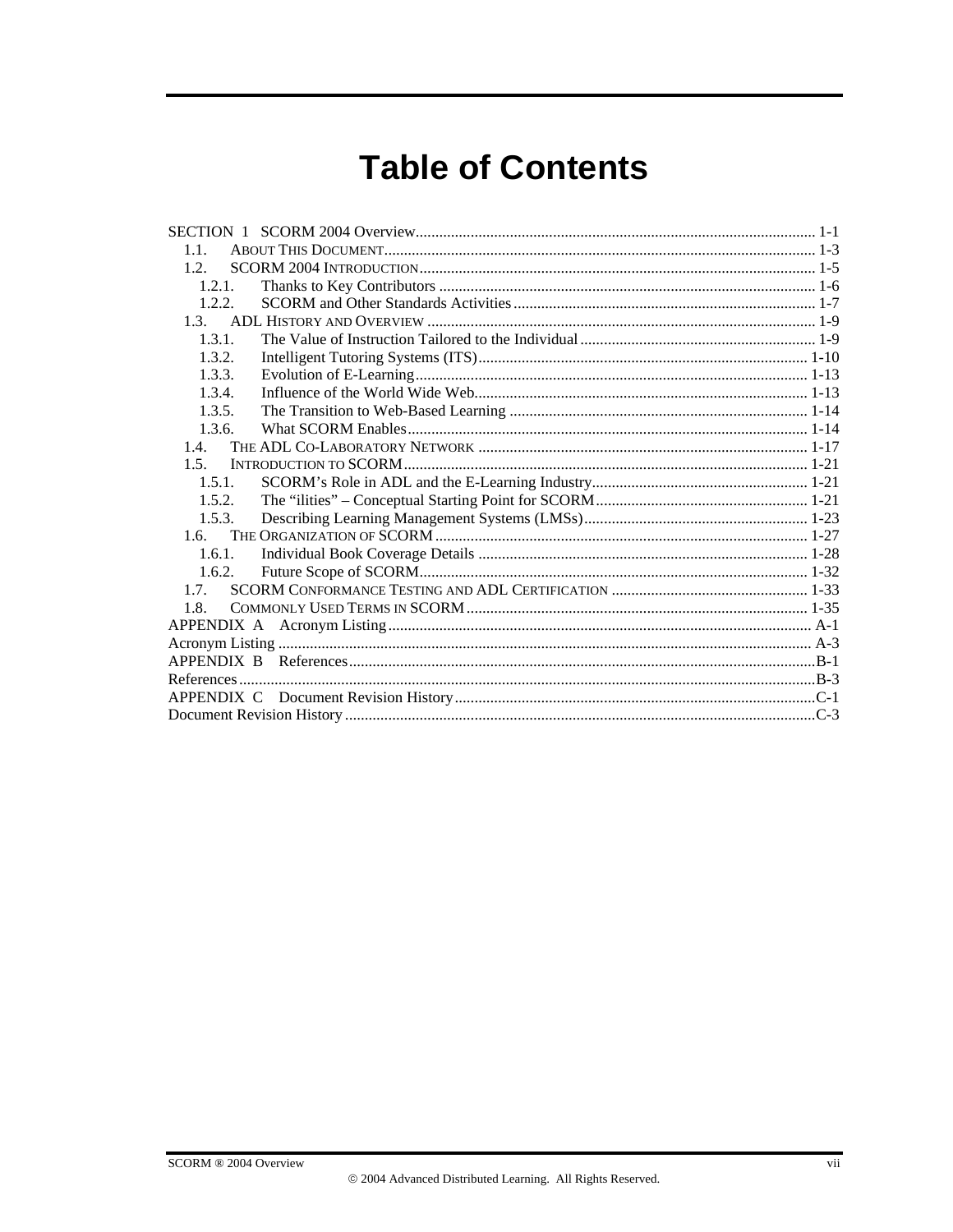# Table of Contents

SECTION 1 SCORM 2004 Overview ........ 1-1
- 1.1. About This Document ........ 1-3
- 1.2. SCORM 2004 Introduction ........ 1-5
  - 1.2.1. Thanks to Key Contributors ........ 1-6
  - 1.2.2. SCORM and Other Standards Activities ........ 1-7
- 1.3. ADL History and Overview ........ 1-9
  - 1.3.1. The Value of Instruction Tailored to the Individual ........ 1-9
  - 1.3.2. Intelligent Tutoring Systems (ITS) ........ 1-10
  - 1.3.3. Evolution of E-Learning ........ 1-13
  - 1.3.4. Influence of the World Wide Web ........ 1-13
  - 1.3.5. The Transition to Web-Based Learning ........ 1-14
  - 1.3.6. What SCORM Enables ........ 1-14
- 1.4. The ADL Co-Laboratory Network ........ 1-17
- 1.5. Introduction to SCORM ........ 1-21
  - 1.5.1. SCORM's Role in ADL and the E-Learning Industry ........ 1-21
  - 1.5.2. The "ilities" – Conceptual Starting Point for SCORM ........ 1-21
  - 1.5.3. Describing Learning Management Systems (LMSs) ........ 1-23
- 1.6. The Organization of SCORM ........ 1-27
  - 1.6.1. Individual Book Coverage Details ........ 1-28
  - 1.6.2. Future Scope of SCORM ........ 1-32
- 1.7. SCORM Conformance Testing and ADL Certification ........ 1-33
- 1.8. Commonly Used Terms in SCORM ........ 1-35

APPENDIX A Acronym Listing ........ A-1

Acronym Listing ........ A-3

APPENDIX B References ........ B-1

References ........ B-3

APPENDIX C Document Revision History ........ C-1

Document Revision History ........ C-3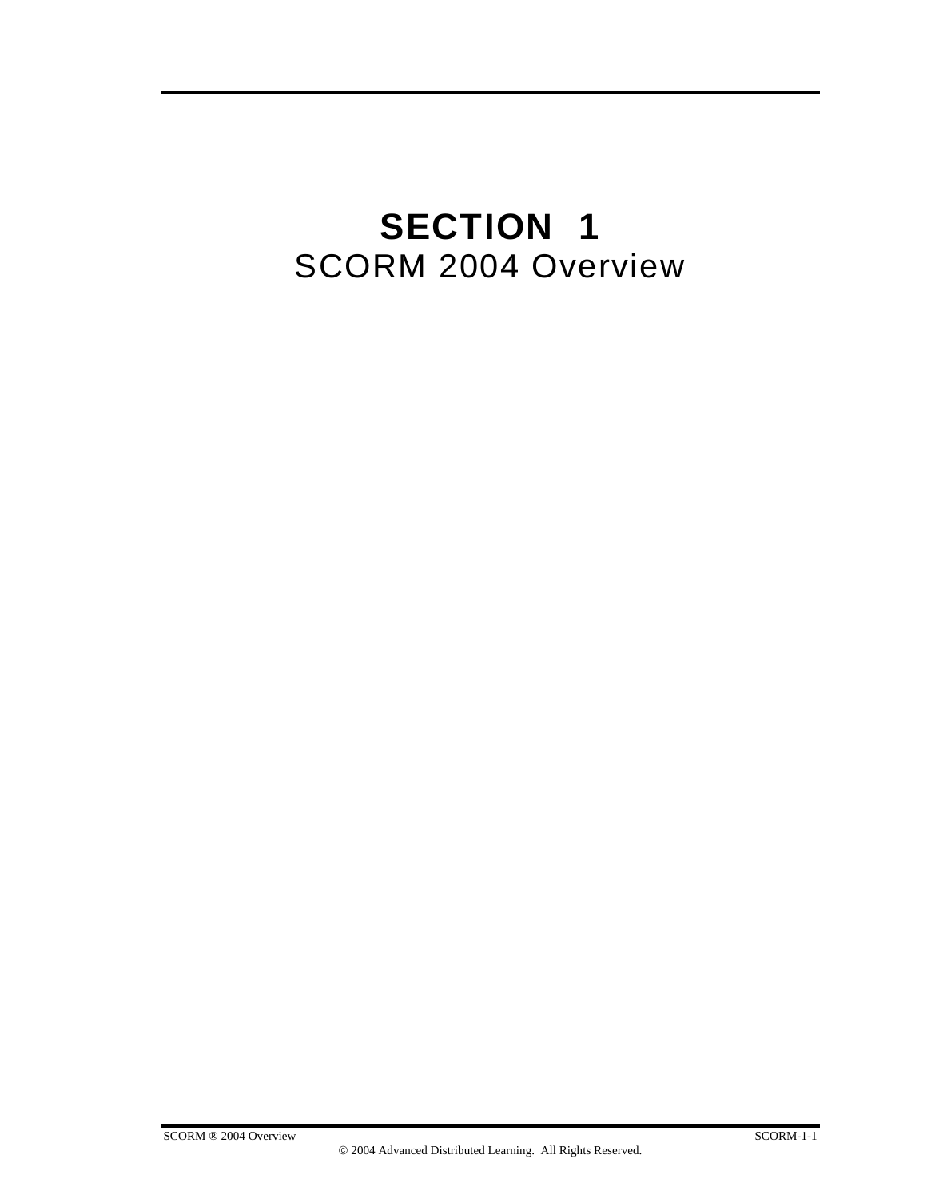# SECTION 1
## SCORM 2004 Overview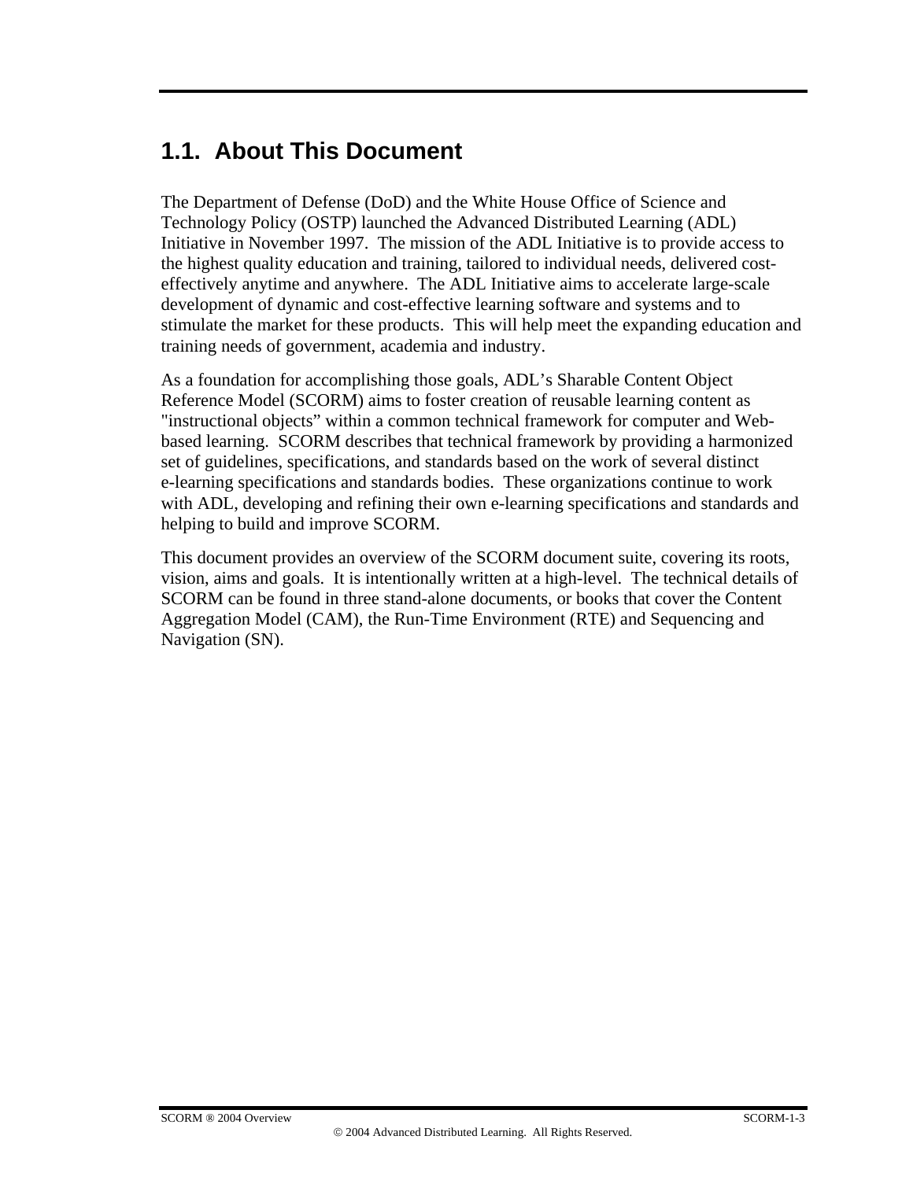## 1.1. About This Document

The Department of Defense (DoD) and the White House Office of Science and Technology Policy (OSTP) launched the Advanced Distributed Learning (ADL) Initiative in November 1997. The mission of the ADL Initiative is to provide access to the highest quality education and training, tailored to individual needs, delivered cost-effectively anytime and anywhere. The ADL Initiative aims to accelerate large-scale development of dynamic and cost-effective learning software and systems and to stimulate the market for these products. This will help meet the expanding education and training needs of government, academia and industry.

As a foundation for accomplishing those goals, ADL's Sharable Content Object Reference Model (SCORM) aims to foster creation of reusable learning content as "instructional objects" within a common technical framework for computer and Web-based learning. SCORM describes that technical framework by providing a harmonized set of guidelines, specifications, and standards based on the work of several distinct e-learning specifications and standards bodies. These organizations continue to work with ADL, developing and refining their own e-learning specifications and standards and helping to build and improve SCORM.

This document provides an overview of the SCORM document suite, covering its roots, vision, aims and goals. It is intentionally written at a high-level. The technical details of SCORM can be found in three stand-alone documents, or books that cover the Content Aggregation Model (CAM), the Run-Time Environment (RTE) and Sequencing and Navigation (SN).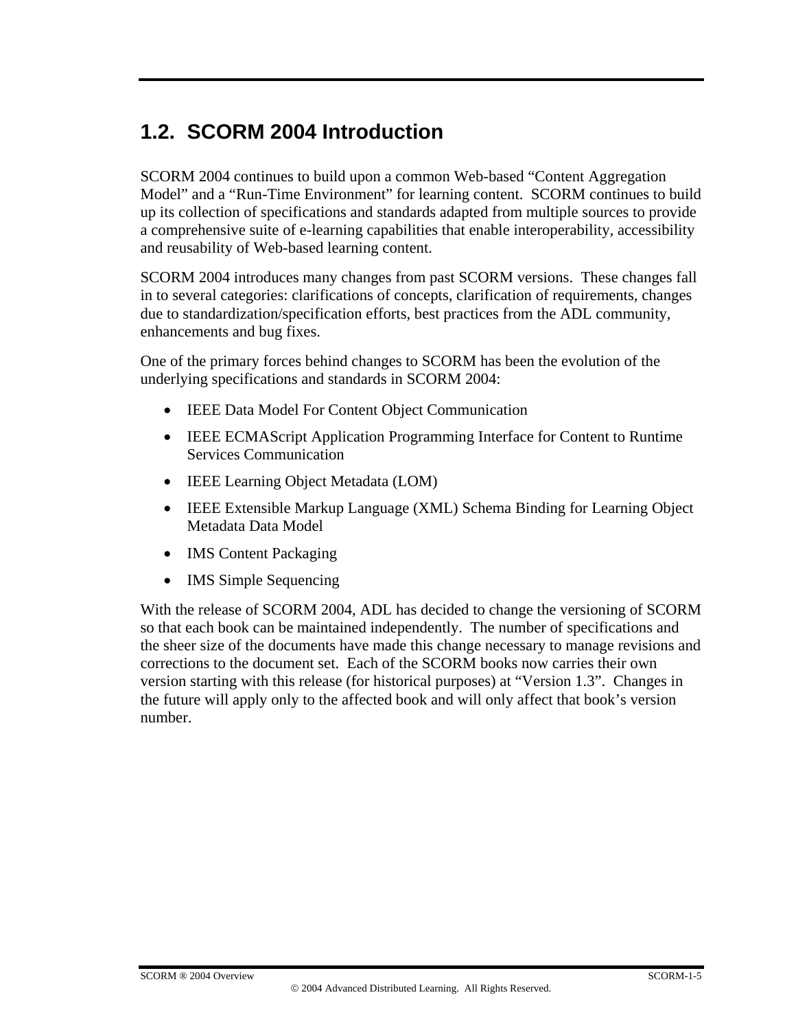## 1.2. SCORM 2004 Introduction

SCORM 2004 continues to build upon a common Web-based "Content Aggregation Model" and a "Run-Time Environment" for learning content. SCORM continues to build up its collection of specifications and standards adapted from multiple sources to provide a comprehensive suite of e-learning capabilities that enable interoperability, accessibility and reusability of Web-based learning content.

SCORM 2004 introduces many changes from past SCORM versions. These changes fall in to several categories: clarifications of concepts, clarification of requirements, changes due to standardization/specification efforts, best practices from the ADL community, enhancements and bug fixes.

One of the primary forces behind changes to SCORM has been the evolution of the underlying specifications and standards in SCORM 2004:

- IEEE Data Model For Content Object Communication
- IEEE ECMAScript Application Programming Interface for Content to Runtime Services Communication
- IEEE Learning Object Metadata (LOM)
- IEEE Extensible Markup Language (XML) Schema Binding for Learning Object Metadata Data Model
- IMS Content Packaging
- IMS Simple Sequencing

With the release of SCORM 2004, ADL has decided to change the versioning of SCORM so that each book can be maintained independently. The number of specifications and the sheer size of the documents have made this change necessary to manage revisions and corrections to the document set. Each of the SCORM books now carries their own version starting with this release (for historical purposes) at "Version 1.3". Changes in the future will apply only to the affected book and will only affect that book's version number.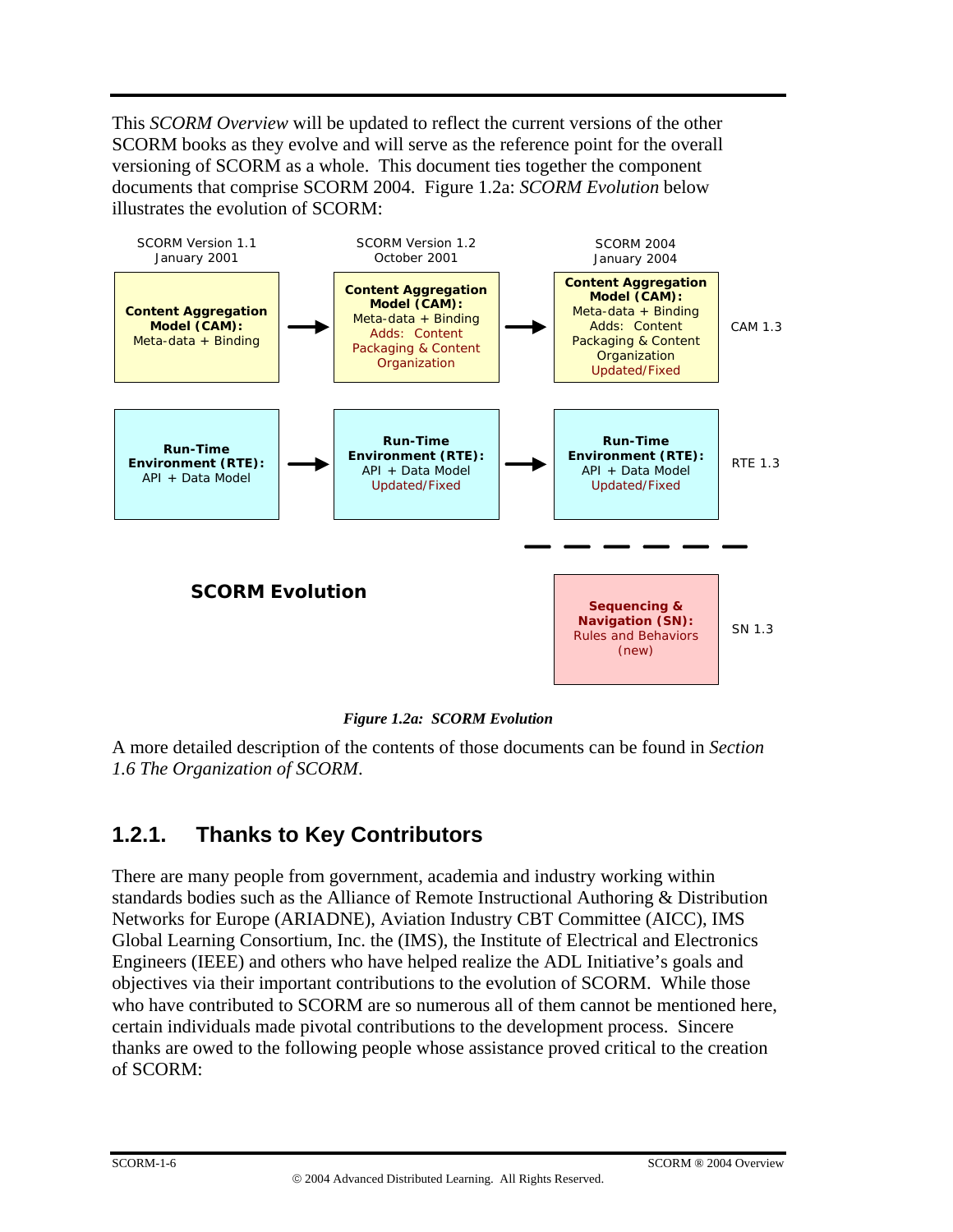This *SCORM Overview* will be updated to reflect the current versions of the other SCORM books as they evolve and will serve as the reference point for the overall versioning of SCORM as a whole. This document ties together the component documents that comprise SCORM 2004. Figure 1.2a: *SCORM Evolution* below illustrates the evolution of SCORM:

| SCORM Version 1.1 January 2001 | | SCORM Version 1.2 October 2001 | | SCORM 2004 January 2004 | |
|---|---|---|---|---|---|
| **Content Aggregation Model (CAM):** Meta-data + Binding | → | **Content Aggregation Model (CAM):** Meta-data + Binding Adds: Content Packaging & Content Organization | → | **Content Aggregation Model (CAM):** Meta-data + Binding Adds: Content Packaging & Content Organization Updated/Fixed | CAM 1.3 |
| **Run-Time Environment (RTE):** API + Data Model | → | **Run-Time Environment (RTE):** API + Data Model Updated/Fixed | → | **Run-Time Environment (RTE):** API + Data Model Updated/Fixed | RTE 1.3 |
| | | | | **Sequencing & Navigation (SN):** Rules and Behaviors (new) | SN 1.3 |

**SCORM Evolution**

***Figure 1.2a: SCORM Evolution***

A more detailed description of the contents of those documents can be found in *Section 1.6 The Organization of SCORM*.

### 1.2.1. Thanks to Key Contributors

There are many people from government, academia and industry working within standards bodies such as the Alliance of Remote Instructional Authoring & Distribution Networks for Europe (ARIADNE), Aviation Industry CBT Committee (AICC), IMS Global Learning Consortium, Inc. the (IMS), the Institute of Electrical and Electronics Engineers (IEEE) and others who have helped realize the ADL Initiative's goals and objectives via their important contributions to the evolution of SCORM. While those who have contributed to SCORM are so numerous all of them cannot be mentioned here, certain individuals made pivotal contributions to the development process. Sincere thanks are owed to the following people whose assistance proved critical to the creation of SCORM: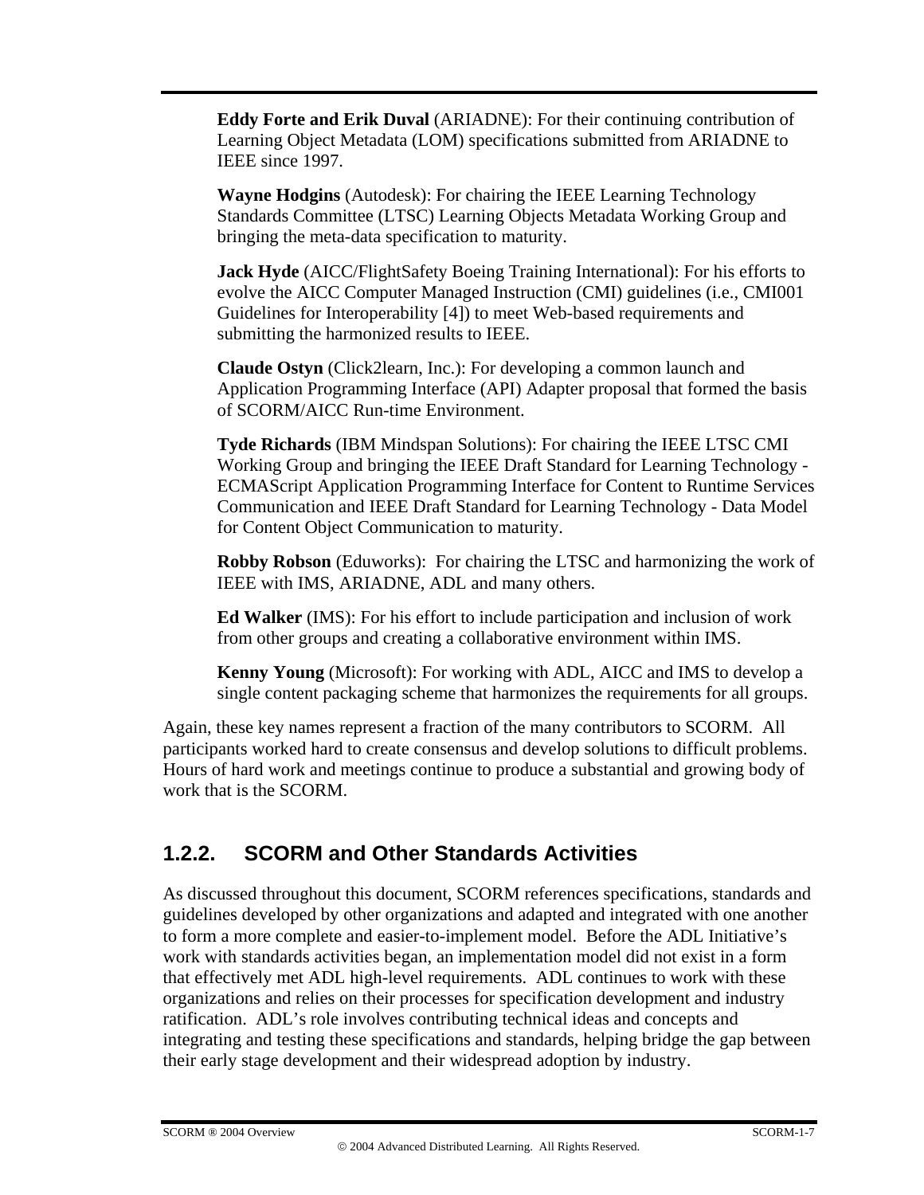**Eddy Forte and Erik Duval** (ARIADNE): For their continuing contribution of Learning Object Metadata (LOM) specifications submitted from ARIADNE to IEEE since 1997.

**Wayne Hodgins** (Autodesk): For chairing the IEEE Learning Technology Standards Committee (LTSC) Learning Objects Metadata Working Group and bringing the meta-data specification to maturity.

**Jack Hyde** (AICC/FlightSafety Boeing Training International): For his efforts to evolve the AICC Computer Managed Instruction (CMI) guidelines (i.e., CMI001 Guidelines for Interoperability [4]) to meet Web-based requirements and submitting the harmonized results to IEEE.

**Claude Ostyn** (Click2learn, Inc.): For developing a common launch and Application Programming Interface (API) Adapter proposal that formed the basis of SCORM/AICC Run-time Environment.

**Tyde Richards** (IBM Mindspan Solutions): For chairing the IEEE LTSC CMI Working Group and bringing the IEEE Draft Standard for Learning Technology - ECMAScript Application Programming Interface for Content to Runtime Services Communication and IEEE Draft Standard for Learning Technology - Data Model for Content Object Communication to maturity.

**Robby Robson** (Eduworks): For chairing the LTSC and harmonizing the work of IEEE with IMS, ARIADNE, ADL and many others.

**Ed Walker** (IMS): For his effort to include participation and inclusion of work from other groups and creating a collaborative environment within IMS.

**Kenny Young** (Microsoft): For working with ADL, AICC and IMS to develop a single content packaging scheme that harmonizes the requirements for all groups.

Again, these key names represent a fraction of the many contributors to SCORM. All participants worked hard to create consensus and develop solutions to difficult problems. Hours of hard work and meetings continue to produce a substantial and growing body of work that is the SCORM.

### 1.2.2. SCORM and Other Standards Activities

As discussed throughout this document, SCORM references specifications, standards and guidelines developed by other organizations and adapted and integrated with one another to form a more complete and easier-to-implement model. Before the ADL Initiative's work with standards activities began, an implementation model did not exist in a form that effectively met ADL high-level requirements. ADL continues to work with these organizations and relies on their processes for specification development and industry ratification. ADL's role involves contributing technical ideas and concepts and integrating and testing these specifications and standards, helping bridge the gap between their early stage development and their widespread adoption by industry.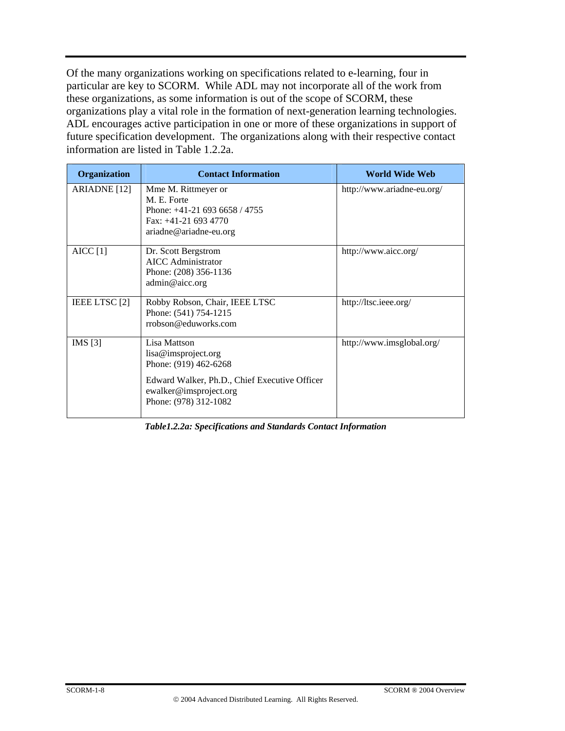Of the many organizations working on specifications related to e-learning, four in particular are key to SCORM. While ADL may not incorporate all of the work from these organizations, as some information is out of the scope of SCORM, these organizations play a vital role in the formation of next-generation learning technologies. ADL encourages active participation in one or more of these organizations in support of future specification development. The organizations along with their respective contact information are listed in Table 1.2.2a.

| Organization | Contact Information | World Wide Web |
|---|---|---|
| ARIADNE [12] | Mme M. Rittmeyer or<br>M. E. Forte<br>Phone: +41-21 693 6658 / 4755<br>Fax: +41-21 693 4770<br>ariadne@ariadne-eu.org | http://www.ariadne-eu.org/ |
| AICC [1] | Dr. Scott Bergstrom<br>AICC Administrator<br>Phone: (208) 356-1136<br>admin@aicc.org | http://www.aicc.org/ |
| IEEE LTSC [2] | Robby Robson, Chair, IEEE LTSC<br>Phone: (541) 754-1215<br>rrobson@eduworks.com | http://ltsc.ieee.org/ |
| IMS [3] | Lisa Mattson<br>lisa@imsproject.org<br>Phone: (919) 462-6268<br><br>Edward Walker, Ph.D., Chief Executive Officer<br>ewalker@imsproject.org<br>Phone: (978) 312-1082 | http://www.imsglobal.org/ |

***Table1.2.2a: Specifications and Standards Contact Information***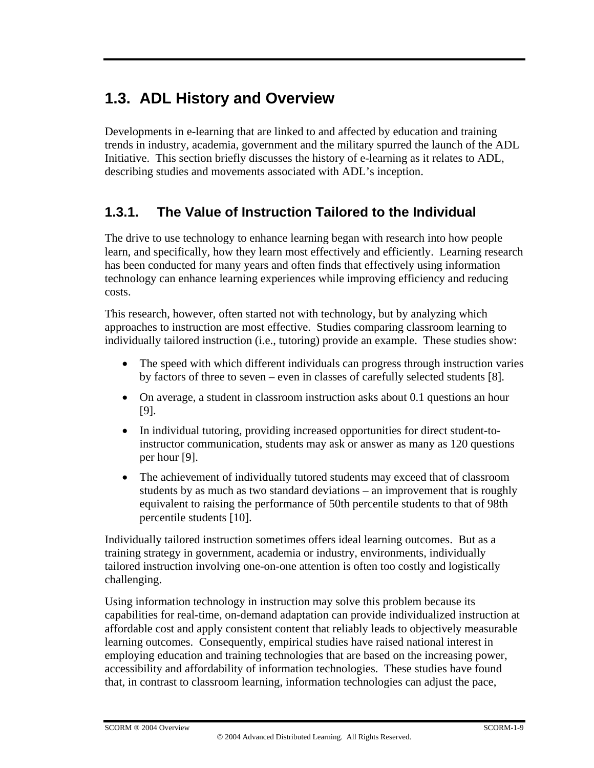## 1.3. ADL History and Overview

Developments in e-learning that are linked to and affected by education and training trends in industry, academia, government and the military spurred the launch of the ADL Initiative. This section briefly discusses the history of e-learning as it relates to ADL, describing studies and movements associated with ADL's inception.

### 1.3.1. The Value of Instruction Tailored to the Individual

The drive to use technology to enhance learning began with research into how people learn, and specifically, how they learn most effectively and efficiently. Learning research has been conducted for many years and often finds that effectively using information technology can enhance learning experiences while improving efficiency and reducing costs.

This research, however, often started not with technology, but by analyzing which approaches to instruction are most effective. Studies comparing classroom learning to individually tailored instruction (i.e., tutoring) provide an example. These studies show:

- The speed with which different individuals can progress through instruction varies by factors of three to seven – even in classes of carefully selected students [8].
- On average, a student in classroom instruction asks about 0.1 questions an hour [9].
- In individual tutoring, providing increased opportunities for direct student-to-instructor communication, students may ask or answer as many as 120 questions per hour [9].
- The achievement of individually tutored students may exceed that of classroom students by as much as two standard deviations – an improvement that is roughly equivalent to raising the performance of 50th percentile students to that of 98th percentile students [10].

Individually tailored instruction sometimes offers ideal learning outcomes. But as a training strategy in government, academia or industry, environments, individually tailored instruction involving one-on-one attention is often too costly and logistically challenging.

Using information technology in instruction may solve this problem because its capabilities for real-time, on-demand adaptation can provide individualized instruction at affordable cost and apply consistent content that reliably leads to objectively measurable learning outcomes. Consequently, empirical studies have raised national interest in employing education and training technologies that are based on the increasing power, accessibility and affordability of information technologies. These studies have found that, in contrast to classroom learning, information technologies can adjust the pace,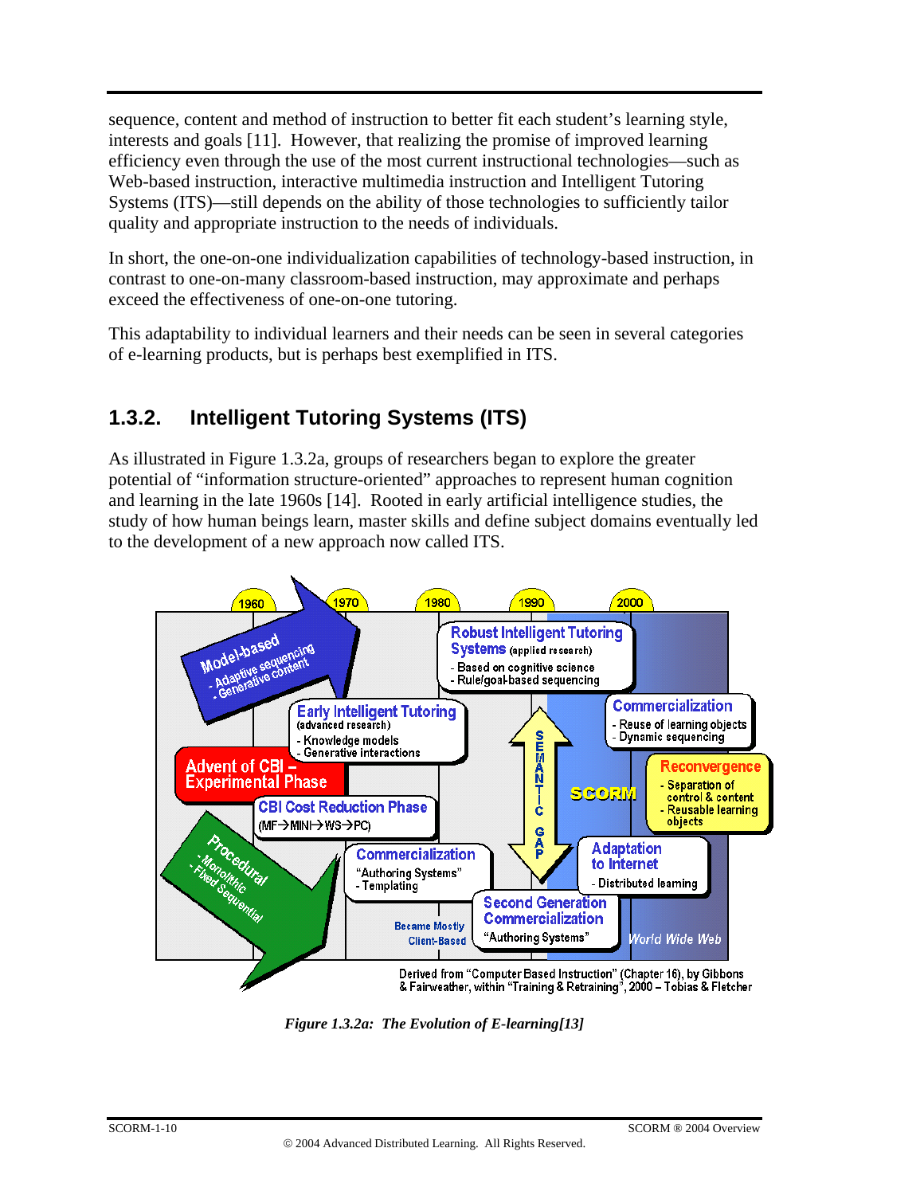sequence, content and method of instruction to better fit each student's learning style, interests and goals [11]. However, that realizing the promise of improved learning efficiency even through the use of the most current instructional technologies—such as Web-based instruction, interactive multimedia instruction and Intelligent Tutoring Systems (ITS)—still depends on the ability of those technologies to sufficiently tailor quality and appropriate instruction to the needs of individuals.

In short, the one-on-one individualization capabilities of technology-based instruction, in contrast to one-on-many classroom-based instruction, may approximate and perhaps exceed the effectiveness of one-on-one tutoring.

This adaptability to individual learners and their needs can be seen in several categories of e-learning products, but is perhaps best exemplified in ITS.

### 1.3.2. Intelligent Tutoring Systems (ITS)

As illustrated in Figure 1.3.2a, groups of researchers began to explore the greater potential of "information structure-oriented" approaches to represent human cognition and learning in the late 1960s [14]. Rooted in early artificial intelligence studies, the study of how human beings learn, master skills and define subject domains eventually led to the development of a new approach now called ITS.

*Figure 1.3.2a: The Evolution of E-learning[13]*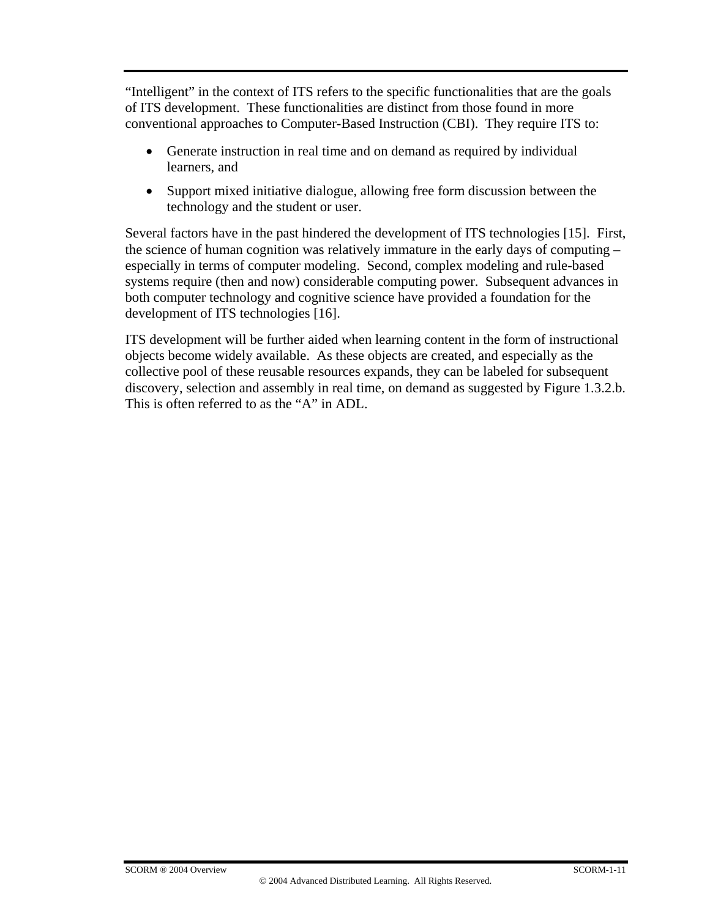"Intelligent" in the context of ITS refers to the specific functionalities that are the goals of ITS development. These functionalities are distinct from those found in more conventional approaches to Computer-Based Instruction (CBI). They require ITS to:

- Generate instruction in real time and on demand as required by individual learners, and
- Support mixed initiative dialogue, allowing free form discussion between the technology and the student or user.

Several factors have in the past hindered the development of ITS technologies [15]. First, the science of human cognition was relatively immature in the early days of computing – especially in terms of computer modeling. Second, complex modeling and rule-based systems require (then and now) considerable computing power. Subsequent advances in both computer technology and cognitive science have provided a foundation for the development of ITS technologies [16].

ITS development will be further aided when learning content in the form of instructional objects become widely available. As these objects are created, and especially as the collective pool of these reusable resources expands, they can be labeled for subsequent discovery, selection and assembly in real time, on demand as suggested by Figure 1.3.2.b. This is often referred to as the "A" in ADL.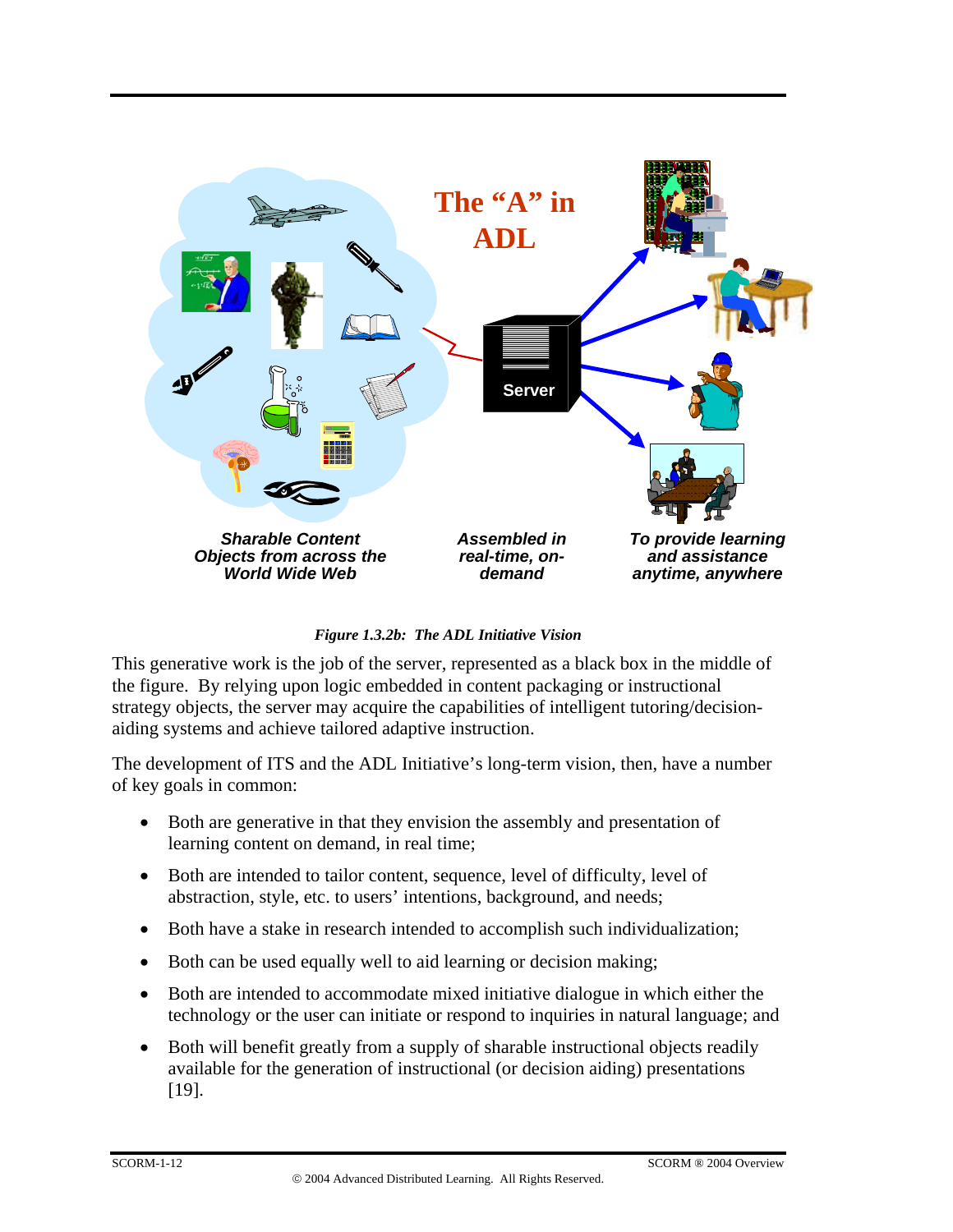The "A" in ADL

Server

**_Sharable Content Objects from across the World Wide Web_**

**_Assembled in real-time, on-demand_**

**_To provide learning and assistance anytime, anywhere_**

***Figure 1.3.2b: The ADL Initiative Vision***

This generative work is the job of the server, represented as a black box in the middle of the figure. By relying upon logic embedded in content packaging or instructional strategy objects, the server may acquire the capabilities of intelligent tutoring/decision-aiding systems and achieve tailored adaptive instruction.

The development of ITS and the ADL Initiative's long-term vision, then, have a number of key goals in common:

- Both are generative in that they envision the assembly and presentation of learning content on demand, in real time;
- Both are intended to tailor content, sequence, level of difficulty, level of abstraction, style, etc. to users' intentions, background, and needs;
- Both have a stake in research intended to accomplish such individualization;
- Both can be used equally well to aid learning or decision making;
- Both are intended to accommodate mixed initiative dialogue in which either the technology or the user can initiate or respond to inquiries in natural language; and
- Both will benefit greatly from a supply of sharable instructional objects readily available for the generation of instructional (or decision aiding) presentations [19].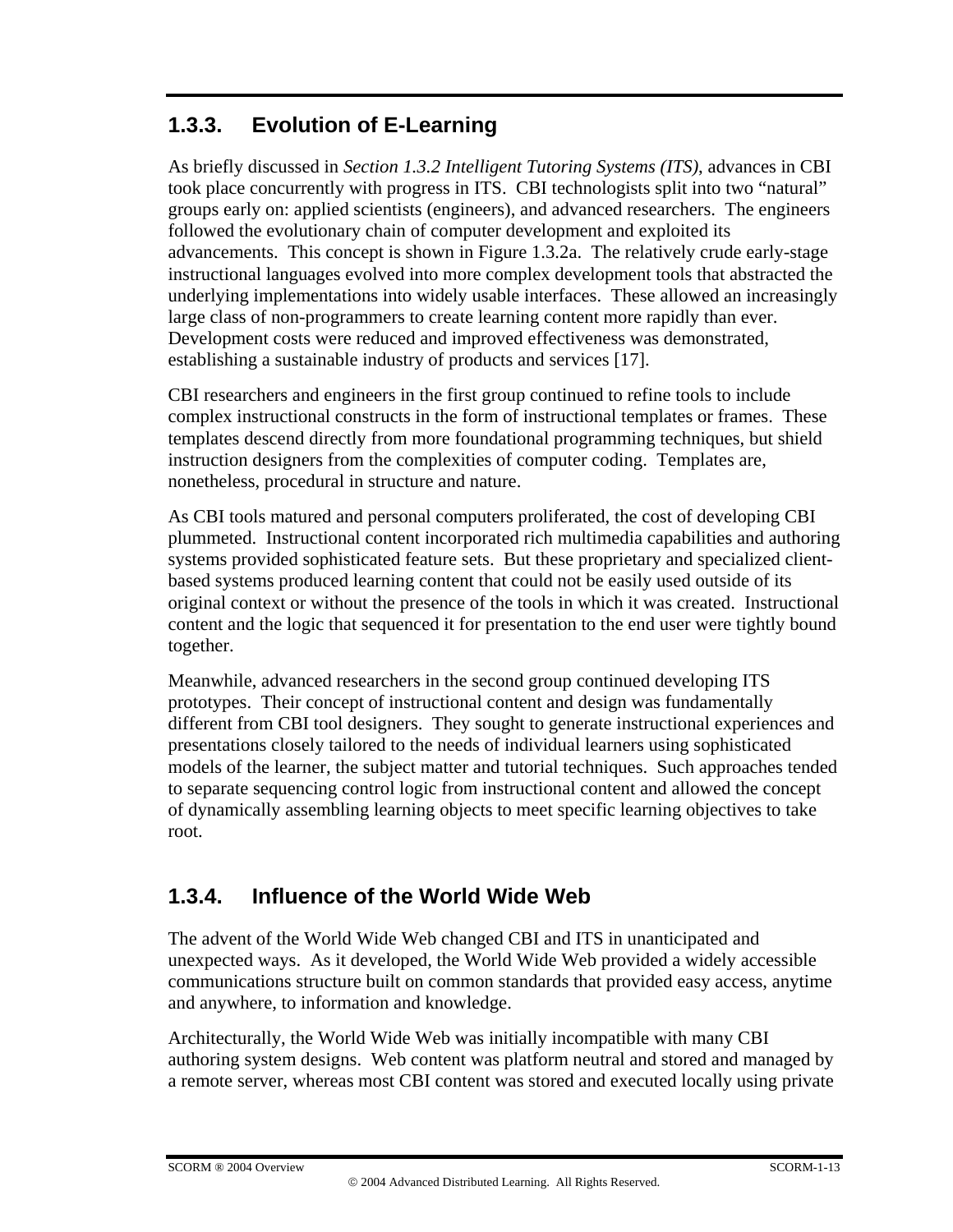### 1.3.3. Evolution of E-Learning

As briefly discussed in *Section 1.3.2 Intelligent Tutoring Systems (ITS)*, advances in CBI took place concurrently with progress in ITS. CBI technologists split into two "natural" groups early on: applied scientists (engineers), and advanced researchers. The engineers followed the evolutionary chain of computer development and exploited its advancements. This concept is shown in Figure 1.3.2a. The relatively crude early-stage instructional languages evolved into more complex development tools that abstracted the underlying implementations into widely usable interfaces. These allowed an increasingly large class of non-programmers to create learning content more rapidly than ever. Development costs were reduced and improved effectiveness was demonstrated, establishing a sustainable industry of products and services [17].

CBI researchers and engineers in the first group continued to refine tools to include complex instructional constructs in the form of instructional templates or frames. These templates descend directly from more foundational programming techniques, but shield instruction designers from the complexities of computer coding. Templates are, nonetheless, procedural in structure and nature.

As CBI tools matured and personal computers proliferated, the cost of developing CBI plummeted. Instructional content incorporated rich multimedia capabilities and authoring systems provided sophisticated feature sets. But these proprietary and specialized client-based systems produced learning content that could not be easily used outside of its original context or without the presence of the tools in which it was created. Instructional content and the logic that sequenced it for presentation to the end user were tightly bound together.

Meanwhile, advanced researchers in the second group continued developing ITS prototypes. Their concept of instructional content and design was fundamentally different from CBI tool designers. They sought to generate instructional experiences and presentations closely tailored to the needs of individual learners using sophisticated models of the learner, the subject matter and tutorial techniques. Such approaches tended to separate sequencing control logic from instructional content and allowed the concept of dynamically assembling learning objects to meet specific learning objectives to take root.

### 1.3.4. Influence of the World Wide Web

The advent of the World Wide Web changed CBI and ITS in unanticipated and unexpected ways. As it developed, the World Wide Web provided a widely accessible communications structure built on common standards that provided easy access, anytime and anywhere, to information and knowledge.

Architecturally, the World Wide Web was initially incompatible with many CBI authoring system designs. Web content was platform neutral and stored and managed by a remote server, whereas most CBI content was stored and executed locally using private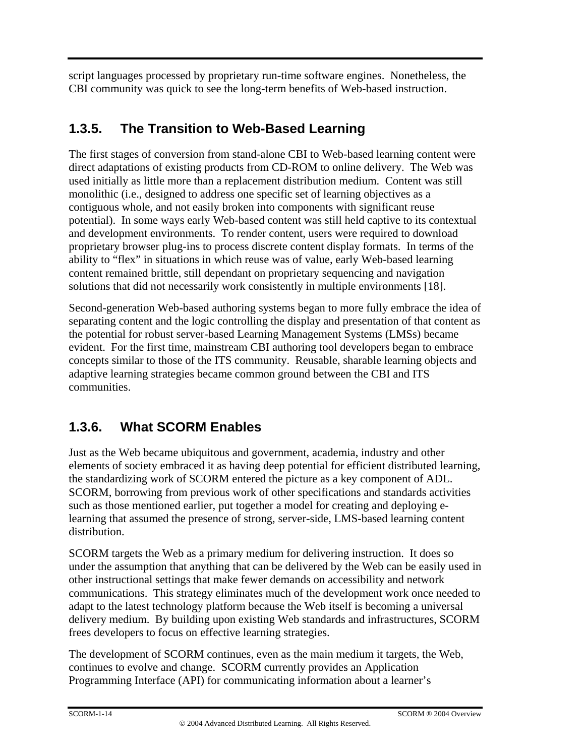script languages processed by proprietary run-time software engines. Nonetheless, the CBI community was quick to see the long-term benefits of Web-based instruction.

### 1.3.5. The Transition to Web-Based Learning

The first stages of conversion from stand-alone CBI to Web-based learning content were direct adaptations of existing products from CD-ROM to online delivery. The Web was used initially as little more than a replacement distribution medium. Content was still monolithic (i.e., designed to address one specific set of learning objectives as a contiguous whole, and not easily broken into components with significant reuse potential). In some ways early Web-based content was still held captive to its contextual and development environments. To render content, users were required to download proprietary browser plug-ins to process discrete content display formats. In terms of the ability to "flex" in situations in which reuse was of value, early Web-based learning content remained brittle, still dependant on proprietary sequencing and navigation solutions that did not necessarily work consistently in multiple environments [18].

Second-generation Web-based authoring systems began to more fully embrace the idea of separating content and the logic controlling the display and presentation of that content as the potential for robust server-based Learning Management Systems (LMSs) became evident. For the first time, mainstream CBI authoring tool developers began to embrace concepts similar to those of the ITS community. Reusable, sharable learning objects and adaptive learning strategies became common ground between the CBI and ITS communities.

### 1.3.6. What SCORM Enables

Just as the Web became ubiquitous and government, academia, industry and other elements of society embraced it as having deep potential for efficient distributed learning, the standardizing work of SCORM entered the picture as a key component of ADL. SCORM, borrowing from previous work of other specifications and standards activities such as those mentioned earlier, put together a model for creating and deploying e-learning that assumed the presence of strong, server-side, LMS-based learning content distribution.

SCORM targets the Web as a primary medium for delivering instruction. It does so under the assumption that anything that can be delivered by the Web can be easily used in other instructional settings that make fewer demands on accessibility and network communications. This strategy eliminates much of the development work once needed to adapt to the latest technology platform because the Web itself is becoming a universal delivery medium. By building upon existing Web standards and infrastructures, SCORM frees developers to focus on effective learning strategies.

The development of SCORM continues, even as the main medium it targets, the Web, continues to evolve and change. SCORM currently provides an Application Programming Interface (API) for communicating information about a learner's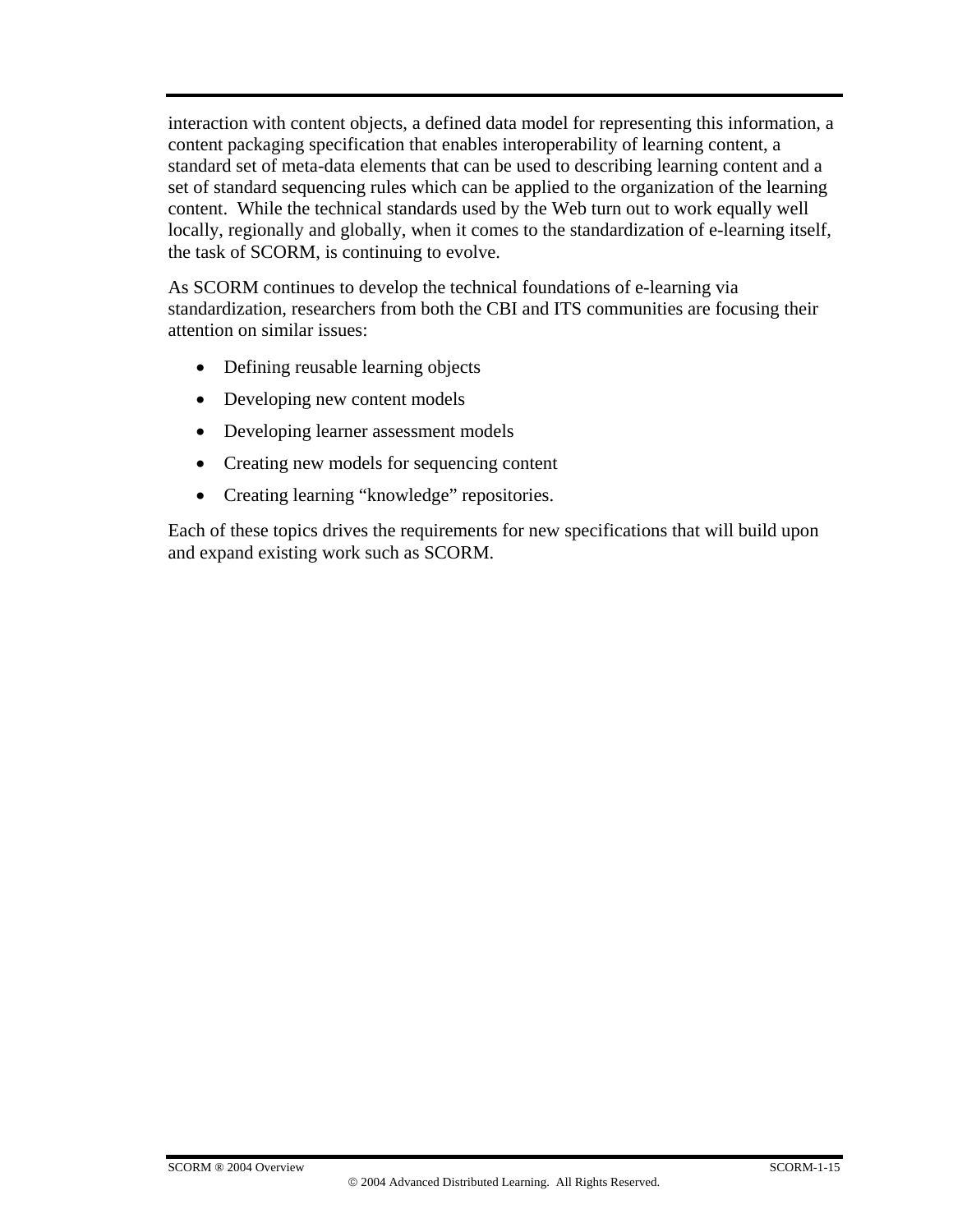interaction with content objects, a defined data model for representing this information, a content packaging specification that enables interoperability of learning content, a standard set of meta-data elements that can be used to describing learning content and a set of standard sequencing rules which can be applied to the organization of the learning content. While the technical standards used by the Web turn out to work equally well locally, regionally and globally, when it comes to the standardization of e-learning itself, the task of SCORM, is continuing to evolve.

As SCORM continues to develop the technical foundations of e-learning via standardization, researchers from both the CBI and ITS communities are focusing their attention on similar issues:

- Defining reusable learning objects
- Developing new content models
- Developing learner assessment models
- Creating new models for sequencing content
- Creating learning “knowledge” repositories.

Each of these topics drives the requirements for new specifications that will build upon and expand existing work such as SCORM.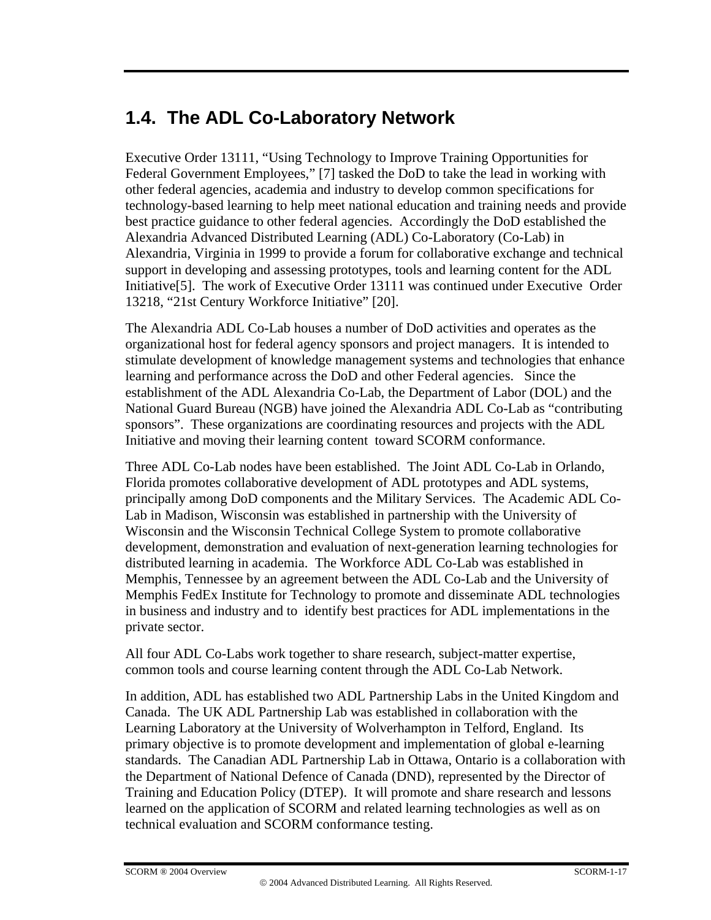## 1.4. The ADL Co-Laboratory Network

Executive Order 13111, "Using Technology to Improve Training Opportunities for Federal Government Employees," [7] tasked the DoD to take the lead in working with other federal agencies, academia and industry to develop common specifications for technology-based learning to help meet national education and training needs and provide best practice guidance to other federal agencies. Accordingly the DoD established the Alexandria Advanced Distributed Learning (ADL) Co-Laboratory (Co-Lab) in Alexandria, Virginia in 1999 to provide a forum for collaborative exchange and technical support in developing and assessing prototypes, tools and learning content for the ADL Initiative[5]. The work of Executive Order 13111 was continued under Executive Order 13218, "21st Century Workforce Initiative" [20].

The Alexandria ADL Co-Lab houses a number of DoD activities and operates as the organizational host for federal agency sponsors and project managers. It is intended to stimulate development of knowledge management systems and technologies that enhance learning and performance across the DoD and other Federal agencies. Since the establishment of the ADL Alexandria Co-Lab, the Department of Labor (DOL) and the National Guard Bureau (NGB) have joined the Alexandria ADL Co-Lab as "contributing sponsors". These organizations are coordinating resources and projects with the ADL Initiative and moving their learning content toward SCORM conformance.

Three ADL Co-Lab nodes have been established. The Joint ADL Co-Lab in Orlando, Florida promotes collaborative development of ADL prototypes and ADL systems, principally among DoD components and the Military Services. The Academic ADL Co-Lab in Madison, Wisconsin was established in partnership with the University of Wisconsin and the Wisconsin Technical College System to promote collaborative development, demonstration and evaluation of next-generation learning technologies for distributed learning in academia. The Workforce ADL Co-Lab was established in Memphis, Tennessee by an agreement between the ADL Co-Lab and the University of Memphis FedEx Institute for Technology to promote and disseminate ADL technologies in business and industry and to identify best practices for ADL implementations in the private sector.

All four ADL Co-Labs work together to share research, subject-matter expertise, common tools and course learning content through the ADL Co-Lab Network.

In addition, ADL has established two ADL Partnership Labs in the United Kingdom and Canada. The UK ADL Partnership Lab was established in collaboration with the Learning Laboratory at the University of Wolverhampton in Telford, England. Its primary objective is to promote development and implementation of global e-learning standards. The Canadian ADL Partnership Lab in Ottawa, Ontario is a collaboration with the Department of National Defence of Canada (DND), represented by the Director of Training and Education Policy (DTEP). It will promote and share research and lessons learned on the application of SCORM and related learning technologies as well as on technical evaluation and SCORM conformance testing.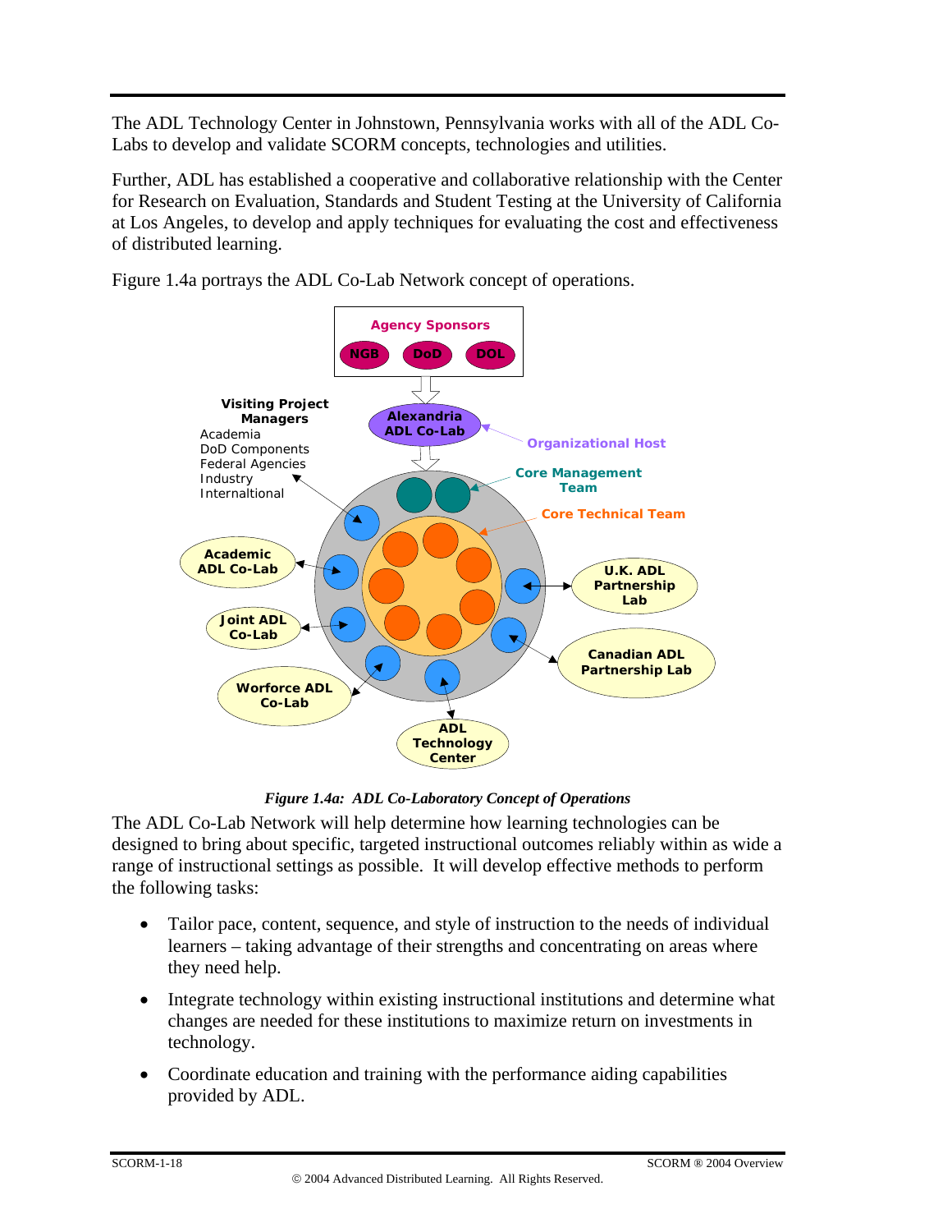The ADL Technology Center in Johnstown, Pennsylvania works with all of the ADL Co-Labs to develop and validate SCORM concepts, technologies and utilities.

Further, ADL has established a cooperative and collaborative relationship with the Center for Research on Evaluation, Standards and Student Testing at the University of California at Los Angeles, to develop and apply techniques for evaluating the cost and effectiveness of distributed learning.

Figure 1.4a portrays the ADL Co-Lab Network concept of operations.

*Figure 1.4a: ADL Co-Laboratory Concept of Operations*

The ADL Co-Lab Network will help determine how learning technologies can be designed to bring about specific, targeted instructional outcomes reliably within as wide a range of instructional settings as possible. It will develop effective methods to perform the following tasks:

- Tailor pace, content, sequence, and style of instruction to the needs of individual learners – taking advantage of their strengths and concentrating on areas where they need help.
- Integrate technology within existing instructional institutions and determine what changes are needed for these institutions to maximize return on investments in technology.
- Coordinate education and training with the performance aiding capabilities provided by ADL.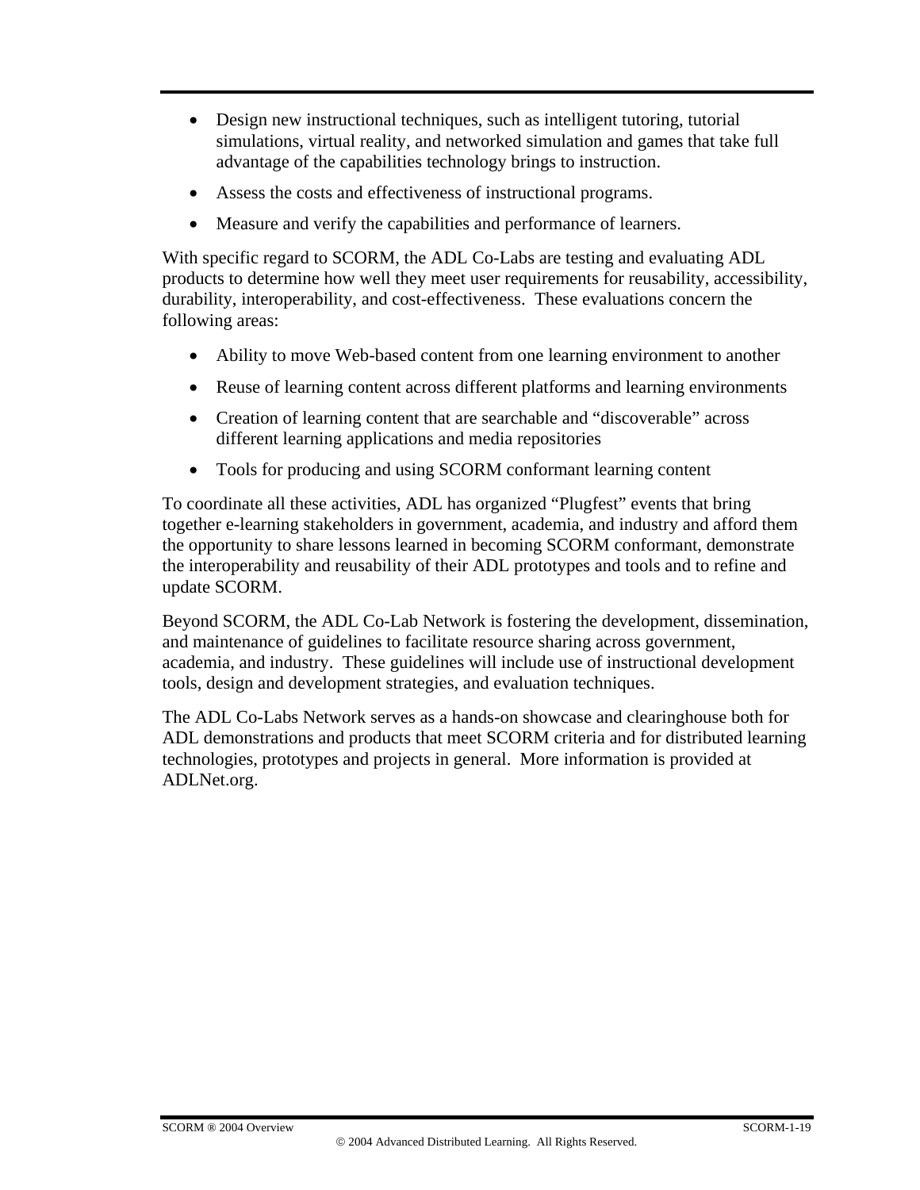- Design new instructional techniques, such as intelligent tutoring, tutorial simulations, virtual reality, and networked simulation and games that take full advantage of the capabilities technology brings to instruction.
- Assess the costs and effectiveness of instructional programs.
- Measure and verify the capabilities and performance of learners.

With specific regard to SCORM, the ADL Co-Labs are testing and evaluating ADL products to determine how well they meet user requirements for reusability, accessibility, durability, interoperability, and cost-effectiveness. These evaluations concern the following areas:

- Ability to move Web-based content from one learning environment to another
- Reuse of learning content across different platforms and learning environments
- Creation of learning content that are searchable and “discoverable” across different learning applications and media repositories
- Tools for producing and using SCORM conformant learning content

To coordinate all these activities, ADL has organized “Plugfest” events that bring together e-learning stakeholders in government, academia, and industry and afford them the opportunity to share lessons learned in becoming SCORM conformant, demonstrate the interoperability and reusability of their ADL prototypes and tools and to refine and update SCORM.

Beyond SCORM, the ADL Co-Lab Network is fostering the development, dissemination, and maintenance of guidelines to facilitate resource sharing across government, academia, and industry. These guidelines will include use of instructional development tools, design and development strategies, and evaluation techniques.

The ADL Co-Labs Network serves as a hands-on showcase and clearinghouse both for ADL demonstrations and products that meet SCORM criteria and for distributed learning technologies, prototypes and projects in general. More information is provided at ADLNet.org.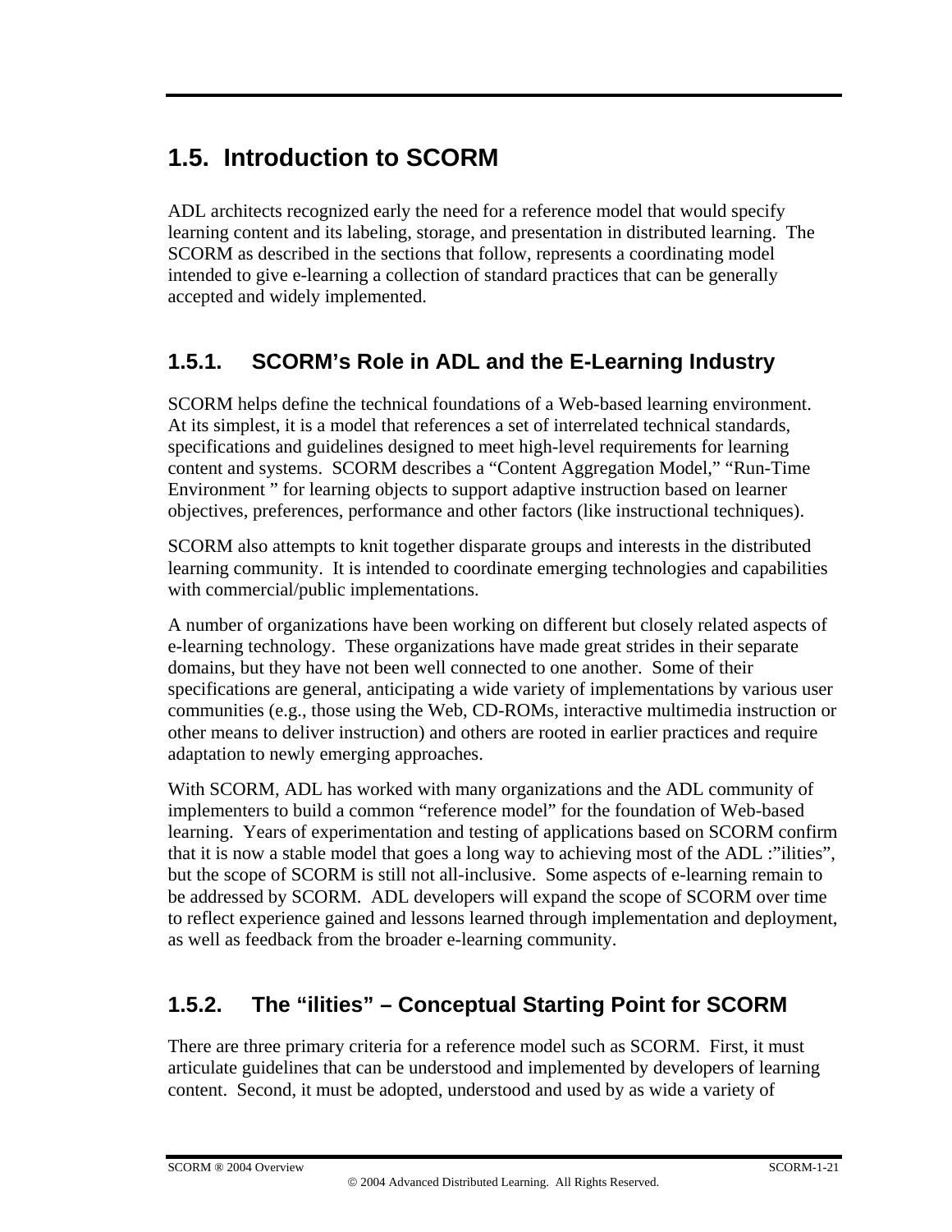## 1.5. Introduction to SCORM

ADL architects recognized early the need for a reference model that would specify learning content and its labeling, storage, and presentation in distributed learning. The SCORM as described in the sections that follow, represents a coordinating model intended to give e-learning a collection of standard practices that can be generally accepted and widely implemented.

### 1.5.1. SCORM's Role in ADL and the E-Learning Industry

SCORM helps define the technical foundations of a Web-based learning environment. At its simplest, it is a model that references a set of interrelated technical standards, specifications and guidelines designed to meet high-level requirements for learning content and systems. SCORM describes a "Content Aggregation Model," "Run-Time Environment " for learning objects to support adaptive instruction based on learner objectives, preferences, performance and other factors (like instructional techniques).

SCORM also attempts to knit together disparate groups and interests in the distributed learning community. It is intended to coordinate emerging technologies and capabilities with commercial/public implementations.

A number of organizations have been working on different but closely related aspects of e-learning technology. These organizations have made great strides in their separate domains, but they have not been well connected to one another. Some of their specifications are general, anticipating a wide variety of implementations by various user communities (e.g., those using the Web, CD-ROMs, interactive multimedia instruction or other means to deliver instruction) and others are rooted in earlier practices and require adaptation to newly emerging approaches.

With SCORM, ADL has worked with many organizations and the ADL community of implementers to build a common "reference model" for the foundation of Web-based learning. Years of experimentation and testing of applications based on SCORM confirm that it is now a stable model that goes a long way to achieving most of the ADL :"ilities", but the scope of SCORM is still not all-inclusive. Some aspects of e-learning remain to be addressed by SCORM. ADL developers will expand the scope of SCORM over time to reflect experience gained and lessons learned through implementation and deployment, as well as feedback from the broader e-learning community.

### 1.5.2. The "ilities" – Conceptual Starting Point for SCORM

There are three primary criteria for a reference model such as SCORM. First, it must articulate guidelines that can be understood and implemented by developers of learning content. Second, it must be adopted, understood and used by as wide a variety of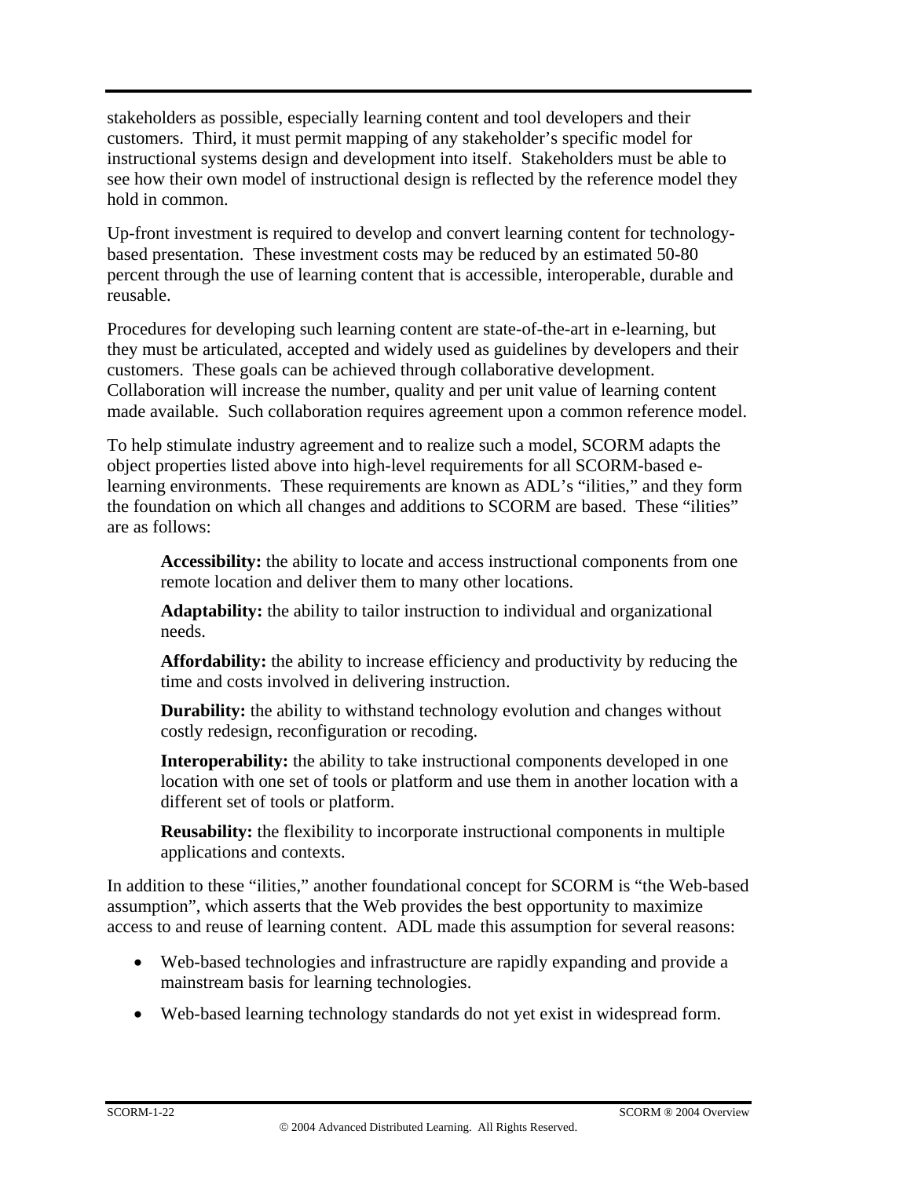stakeholders as possible, especially learning content and tool developers and their customers. Third, it must permit mapping of any stakeholder's specific model for instructional systems design and development into itself. Stakeholders must be able to see how their own model of instructional design is reflected by the reference model they hold in common.

Up-front investment is required to develop and convert learning content for technology-based presentation. These investment costs may be reduced by an estimated 50-80 percent through the use of learning content that is accessible, interoperable, durable and reusable.

Procedures for developing such learning content are state-of-the-art in e-learning, but they must be articulated, accepted and widely used as guidelines by developers and their customers. These goals can be achieved through collaborative development. Collaboration will increase the number, quality and per unit value of learning content made available. Such collaboration requires agreement upon a common reference model.

To help stimulate industry agreement and to realize such a model, SCORM adapts the object properties listed above into high-level requirements for all SCORM-based e-learning environments. These requirements are known as ADL's "ilities," and they form the foundation on which all changes and additions to SCORM are based. These "ilities" are as follows:

> **Accessibility:** the ability to locate and access instructional components from one remote location and deliver them to many other locations.
>
> **Adaptability:** the ability to tailor instruction to individual and organizational needs.
>
> **Affordability:** the ability to increase efficiency and productivity by reducing the time and costs involved in delivering instruction.
>
> **Durability:** the ability to withstand technology evolution and changes without costly redesign, reconfiguration or recoding.
>
> **Interoperability:** the ability to take instructional components developed in one location with one set of tools or platform and use them in another location with a different set of tools or platform.
>
> **Reusability:** the flexibility to incorporate instructional components in multiple applications and contexts.

In addition to these "ilities," another foundational concept for SCORM is "the Web-based assumption", which asserts that the Web provides the best opportunity to maximize access to and reuse of learning content. ADL made this assumption for several reasons:

- Web-based technologies and infrastructure are rapidly expanding and provide a mainstream basis for learning technologies.
- Web-based learning technology standards do not yet exist in widespread form.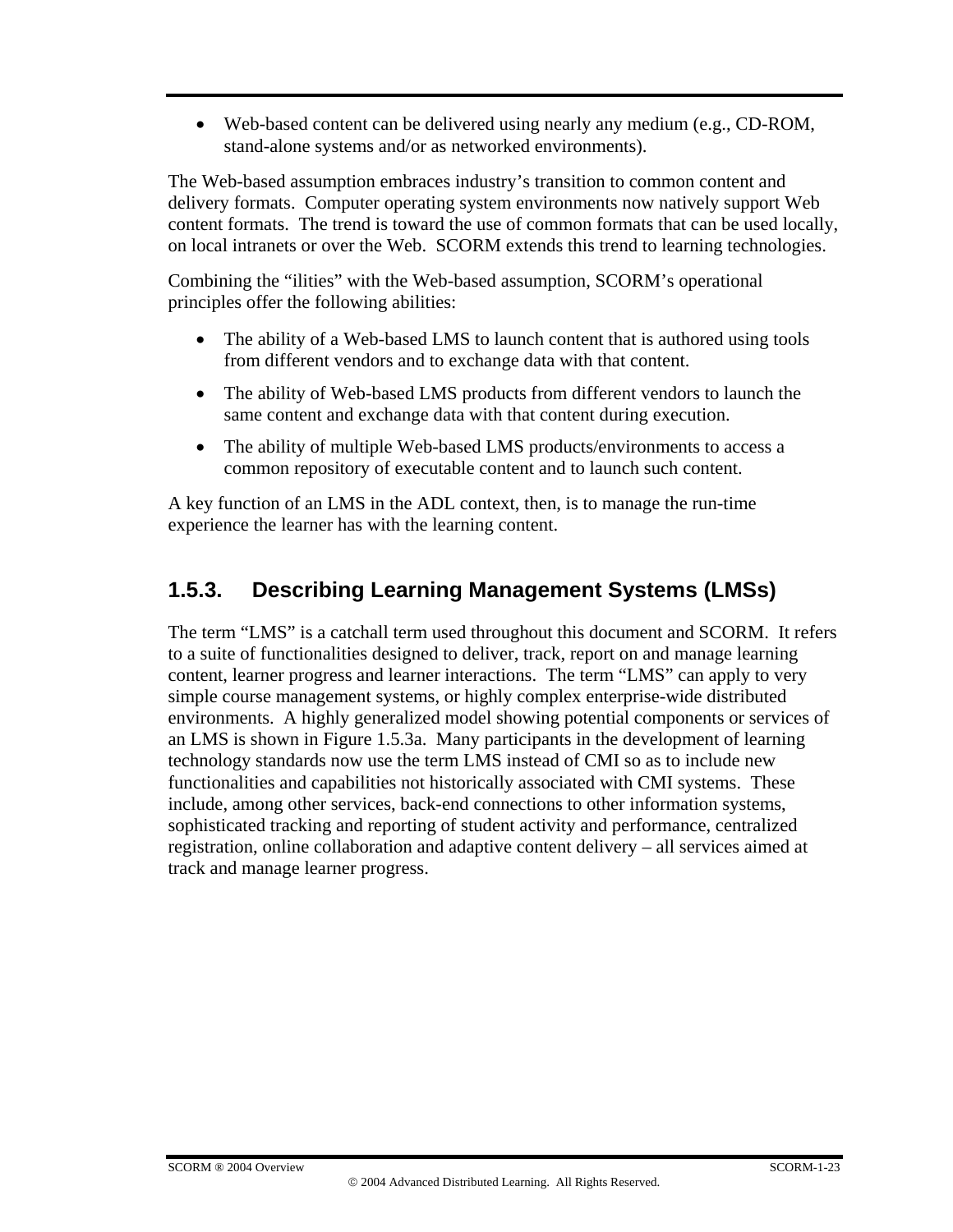- Web-based content can be delivered using nearly any medium (e.g., CD-ROM, stand-alone systems and/or as networked environments).

The Web-based assumption embraces industry's transition to common content and delivery formats. Computer operating system environments now natively support Web content formats. The trend is toward the use of common formats that can be used locally, on local intranets or over the Web. SCORM extends this trend to learning technologies.

Combining the "ilities" with the Web-based assumption, SCORM's operational principles offer the following abilities:

- The ability of a Web-based LMS to launch content that is authored using tools from different vendors and to exchange data with that content.
- The ability of Web-based LMS products from different vendors to launch the same content and exchange data with that content during execution.
- The ability of multiple Web-based LMS products/environments to access a common repository of executable content and to launch such content.

A key function of an LMS in the ADL context, then, is to manage the run-time experience the learner has with the learning content.

### 1.5.3. Describing Learning Management Systems (LMSs)

The term "LMS" is a catchall term used throughout this document and SCORM. It refers to a suite of functionalities designed to deliver, track, report on and manage learning content, learner progress and learner interactions. The term "LMS" can apply to very simple course management systems, or highly complex enterprise-wide distributed environments. A highly generalized model showing potential components or services of an LMS is shown in Figure 1.5.3a. Many participants in the development of learning technology standards now use the term LMS instead of CMI so as to include new functionalities and capabilities not historically associated with CMI systems. These include, among other services, back-end connections to other information systems, sophisticated tracking and reporting of student activity and performance, centralized registration, online collaboration and adaptive content delivery – all services aimed at track and manage learner progress.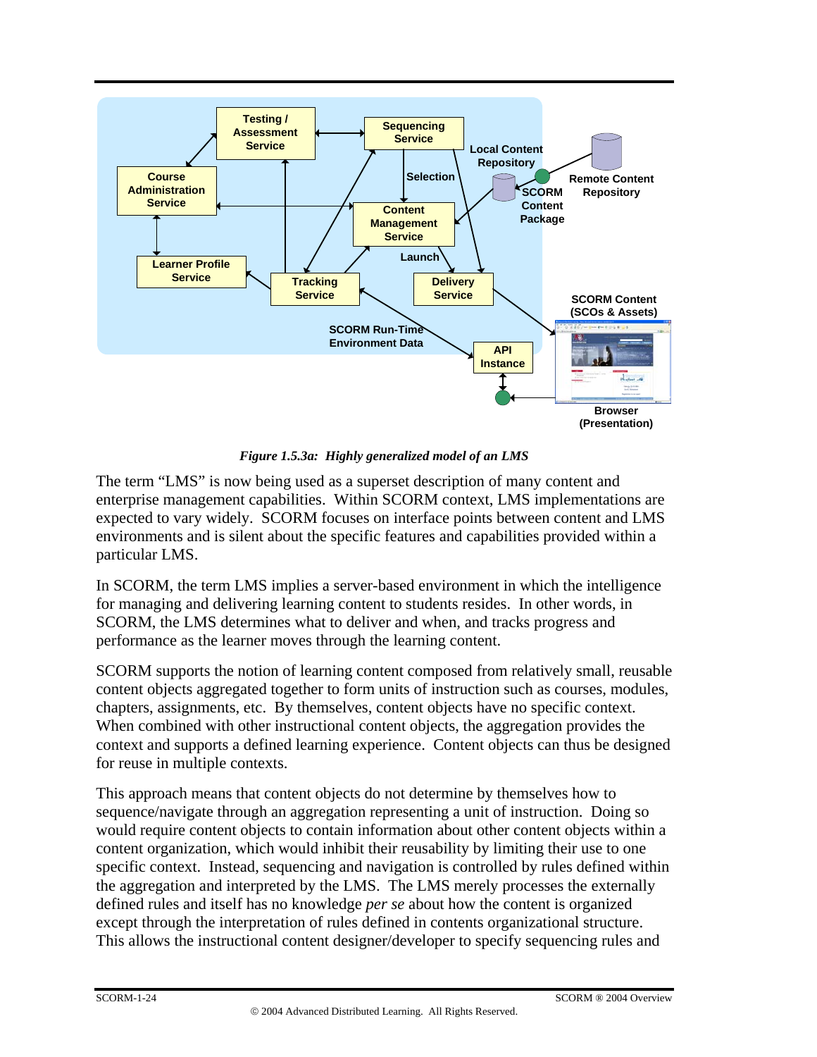*Figure 1.5.3a: Highly generalized model of an LMS*

The term "LMS" is now being used as a superset description of many content and enterprise management capabilities. Within SCORM context, LMS implementations are expected to vary widely. SCORM focuses on interface points between content and LMS environments and is silent about the specific features and capabilities provided within a particular LMS.

In SCORM, the term LMS implies a server-based environment in which the intelligence for managing and delivering learning content to students resides. In other words, in SCORM, the LMS determines what to deliver and when, and tracks progress and performance as the learner moves through the learning content.

SCORM supports the notion of learning content composed from relatively small, reusable content objects aggregated together to form units of instruction such as courses, modules, chapters, assignments, etc. By themselves, content objects have no specific context. When combined with other instructional content objects, the aggregation provides the context and supports a defined learning experience. Content objects can thus be designed for reuse in multiple contexts.

This approach means that content objects do not determine by themselves how to sequence/navigate through an aggregation representing a unit of instruction. Doing so would require content objects to contain information about other content objects within a content organization, which would inhibit their reusability by limiting their use to one specific context. Instead, sequencing and navigation is controlled by rules defined within the aggregation and interpreted by the LMS. The LMS merely processes the externally defined rules and itself has no knowledge *per se* about how the content is organized except through the interpretation of rules defined in contents organizational structure. This allows the instructional content designer/developer to specify sequencing rules and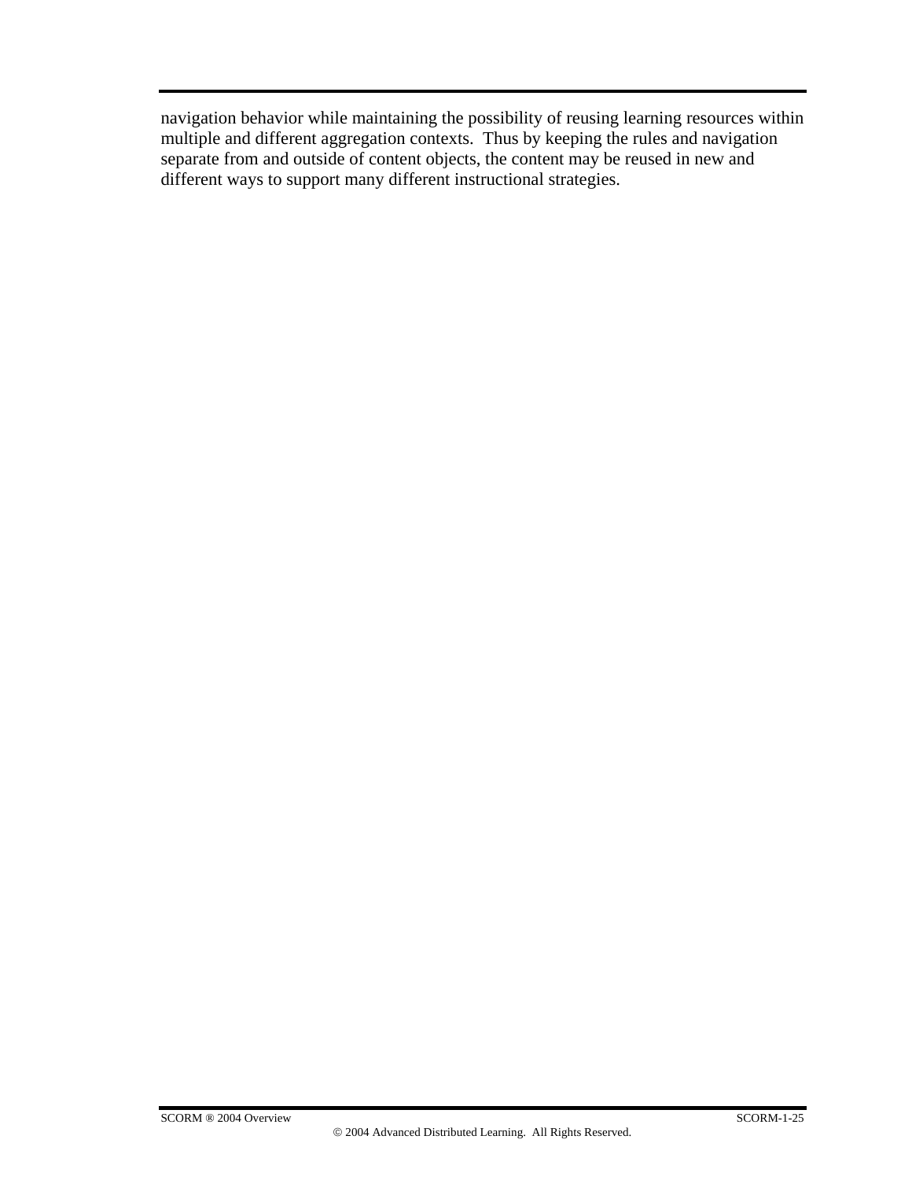navigation behavior while maintaining the possibility of reusing learning resources within multiple and different aggregation contexts. Thus by keeping the rules and navigation separate from and outside of content objects, the content may be reused in new and different ways to support many different instructional strategies.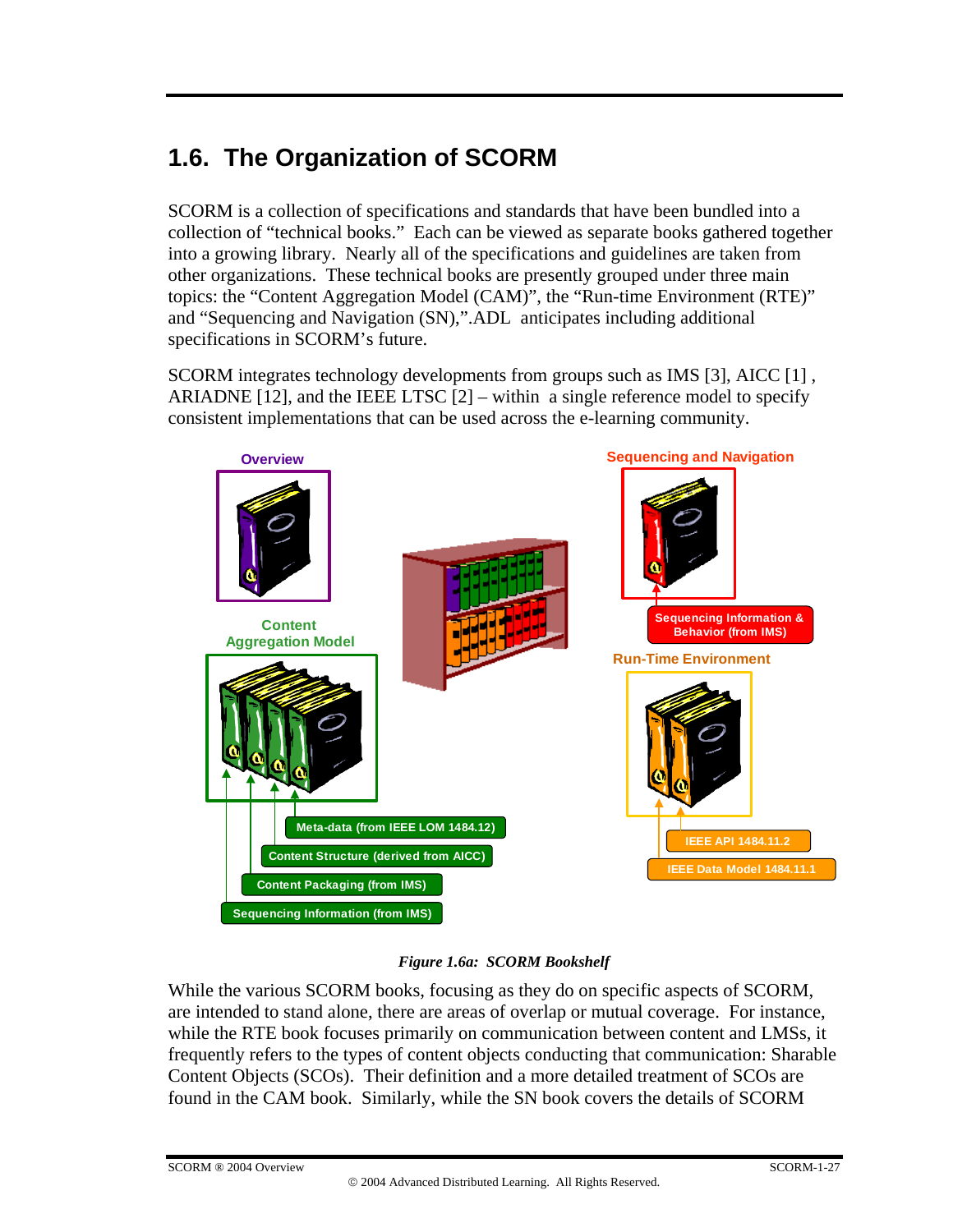## 1.6. The Organization of SCORM

SCORM is a collection of specifications and standards that have been bundled into a collection of "technical books." Each can be viewed as separate books gathered together into a growing library. Nearly all of the specifications and guidelines are taken from other organizations. These technical books are presently grouped under three main topics: the "Content Aggregation Model (CAM)", the "Run-time Environment (RTE)" and "Sequencing and Navigation (SN),".ADL anticipates including additional specifications in SCORM's future.

SCORM integrates technology developments from groups such as IMS [3], AICC [1] , ARIADNE [12], and the IEEE LTSC [2] – within a single reference model to specify consistent implementations that can be used across the e-learning community.

Overview

Content Aggregation Model

- Meta-data (from IEEE LOM 1484.12)
- Content Structure (derived from AICC)
- Content Packaging (from IMS)
- Sequencing Information (from IMS)

Sequencing and Navigation

- Sequencing Information & Behavior (from IMS)

Run-Time Environment

- IEEE API 1484.11.2
- IEEE Data Model 1484.11.1

*Figure 1.6a: SCORM Bookshelf*

While the various SCORM books, focusing as they do on specific aspects of SCORM, are intended to stand alone, there are areas of overlap or mutual coverage. For instance, while the RTE book focuses primarily on communication between content and LMSs, it frequently refers to the types of content objects conducting that communication: Sharable Content Objects (SCOs). Their definition and a more detailed treatment of SCOs are found in the CAM book. Similarly, while the SN book covers the details of SCORM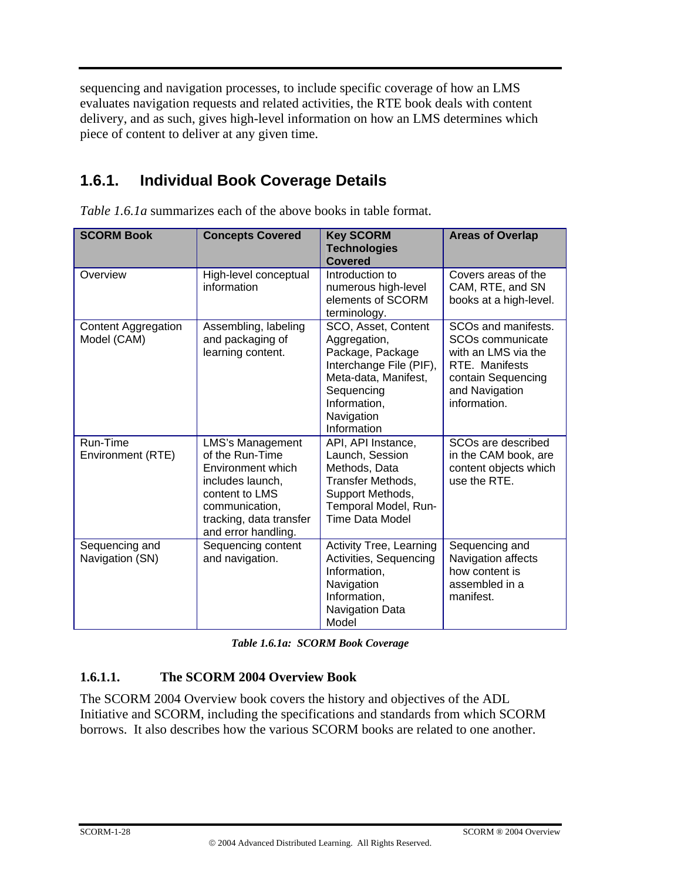sequencing and navigation processes, to include specific coverage of how an LMS evaluates navigation requests and related activities, the RTE book deals with content delivery, and as such, gives high-level information on how an LMS determines which piece of content to deliver at any given time.

## 1.6.1. Individual Book Coverage Details

*Table 1.6.1a* summarizes each of the above books in table format.

| SCORM Book | Concepts Covered | Key SCORM Technologies Covered | Areas of Overlap |
|---|---|---|---|
| Overview | High-level conceptual information | Introduction to numerous high-level elements of SCORM terminology. | Covers areas of the CAM, RTE, and SN books at a high-level. |
| Content Aggregation Model (CAM) | Assembling, labeling and packaging of learning content. | SCO, Asset, Content Aggregation, Package, Package Interchange File (PIF), Meta-data, Manifest, Sequencing Information, Navigation Information | SCOs and manifests. SCOs communicate with an LMS via the RTE. Manifests contain Sequencing and Navigation information. |
| Run-Time Environment (RTE) | LMS's Management of the Run-Time Environment which includes launch, content to LMS communication, tracking, data transfer and error handling. | API, API Instance, Launch, Session Methods, Data Transfer Methods, Support Methods, Temporal Model, Run-Time Data Model | SCOs are described in the CAM book, are content objects which use the RTE. |
| Sequencing and Navigation (SN) | Sequencing content and navigation. | Activity Tree, Learning Activities, Sequencing Information, Navigation Information, Navigation Data Model | Sequencing and Navigation affects how content is assembled in a manifest. |

***Table 1.6.1a: SCORM Book Coverage***

#### 1.6.1.1. The SCORM 2004 Overview Book

The SCORM 2004 Overview book covers the history and objectives of the ADL Initiative and SCORM, including the specifications and standards from which SCORM borrows. It also describes how the various SCORM books are related to one another.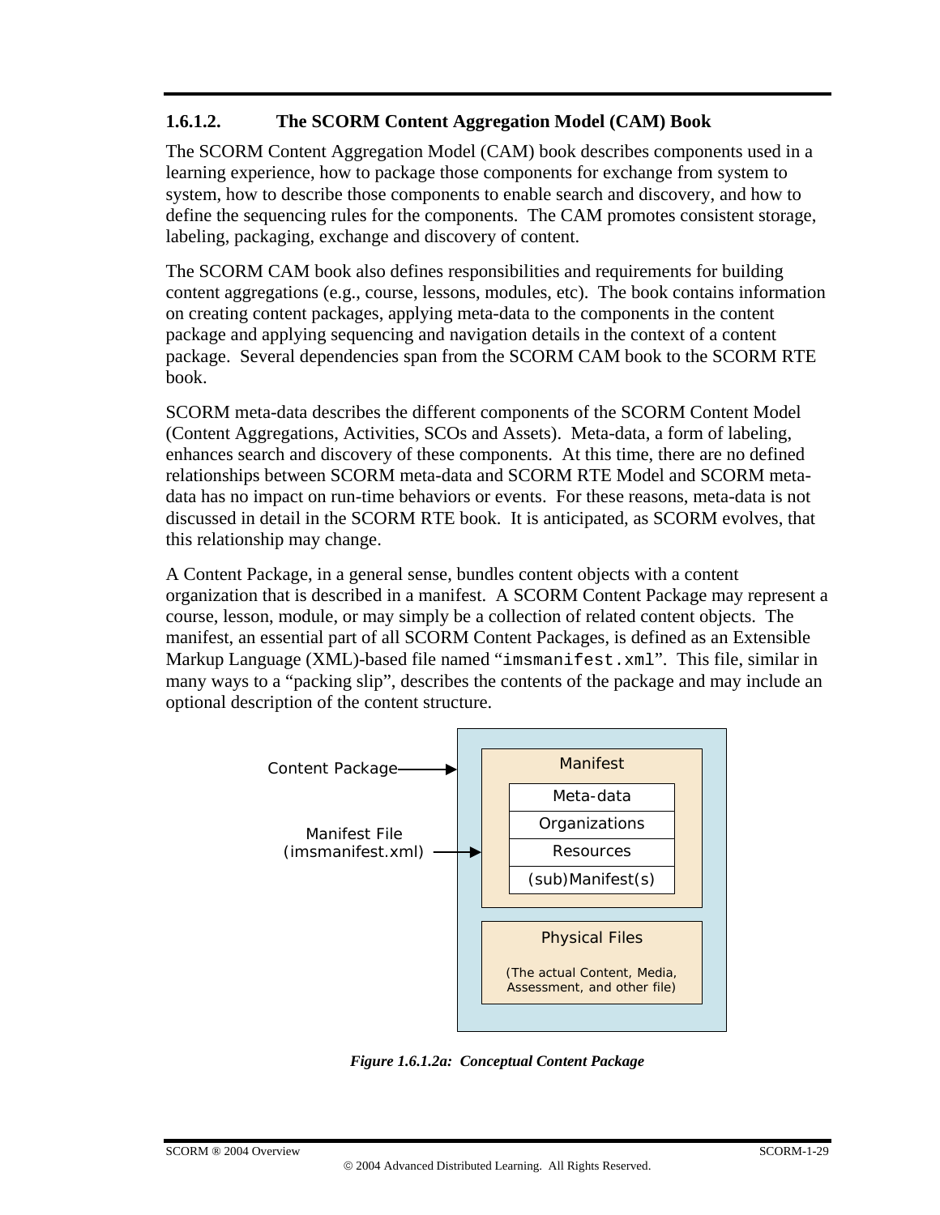### 1.6.1.2. The SCORM Content Aggregation Model (CAM) Book

The SCORM Content Aggregation Model (CAM) book describes components used in a learning experience, how to package those components for exchange from system to system, how to describe those components to enable search and discovery, and how to define the sequencing rules for the components. The CAM promotes consistent storage, labeling, packaging, exchange and discovery of content.

The SCORM CAM book also defines responsibilities and requirements for building content aggregations (e.g., course, lessons, modules, etc). The book contains information on creating content packages, applying meta-data to the components in the content package and applying sequencing and navigation details in the context of a content package. Several dependencies span from the SCORM CAM book to the SCORM RTE book.

SCORM meta-data describes the different components of the SCORM Content Model (Content Aggregations, Activities, SCOs and Assets). Meta-data, a form of labeling, enhances search and discovery of these components. At this time, there are no defined relationships between SCORM meta-data and SCORM RTE Model and SCORM meta-data has no impact on run-time behaviors or events. For these reasons, meta-data is not discussed in detail in the SCORM RTE book. It is anticipated, as SCORM evolves, that this relationship may change.

A Content Package, in a general sense, bundles content objects with a content organization that is described in a manifest. A SCORM Content Package may represent a course, lesson, module, or may simply be a collection of related content objects. The manifest, an essential part of all SCORM Content Packages, is defined as an Extensible Markup Language (XML)-based file named "`imsmanifest.xml`". This file, similar in many ways to a "packing slip", describes the contents of the package and may include an optional description of the content structure.

Content Package → Manifest (Meta-data, Organizations, Resources, (sub)Manifest(s)); Physical Files (The actual Content, Media, Assessment, and other file)

Manifest File (imsmanifest.xml) → Manifest

*Figure 1.6.1.2a: Conceptual Content Package*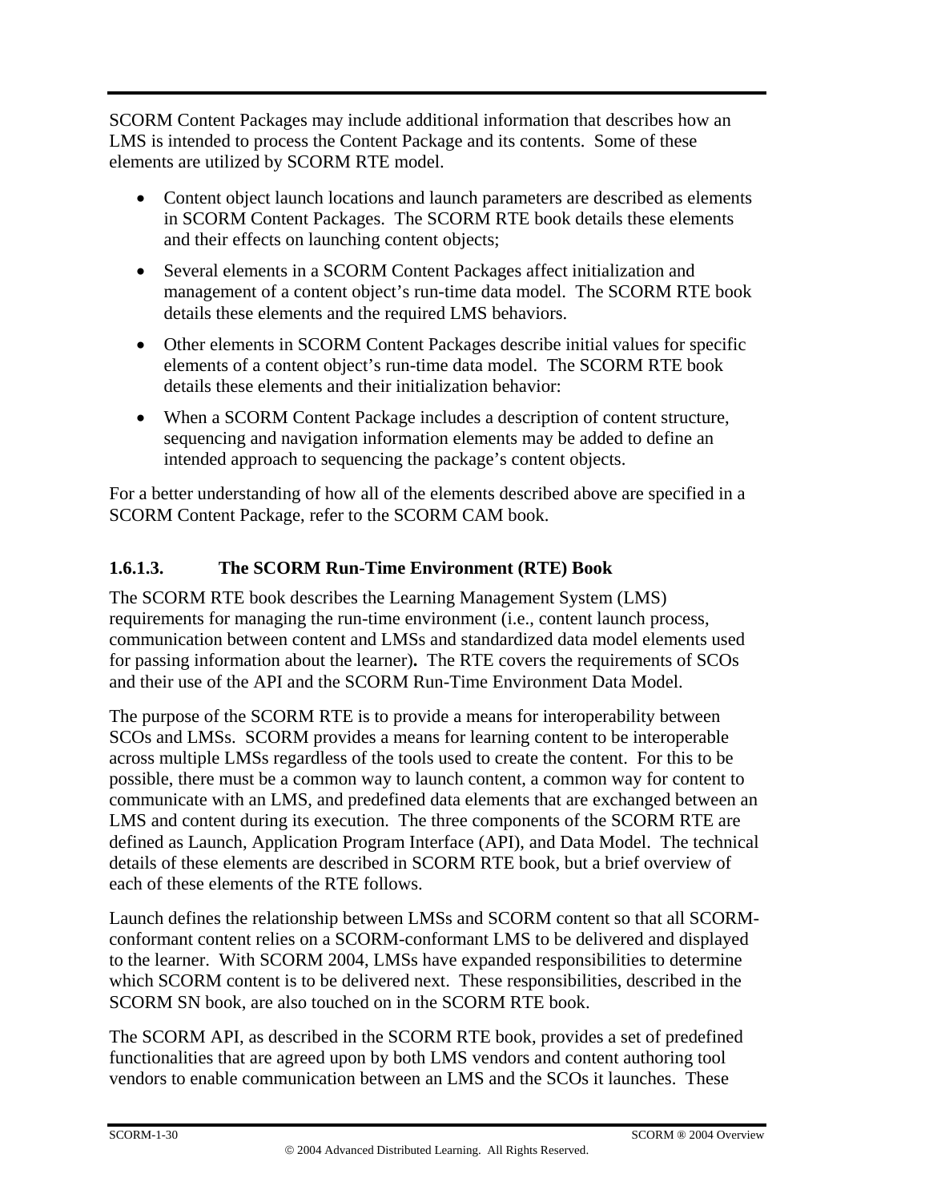SCORM Content Packages may include additional information that describes how an LMS is intended to process the Content Package and its contents. Some of these elements are utilized by SCORM RTE model.

- Content object launch locations and launch parameters are described as elements in SCORM Content Packages. The SCORM RTE book details these elements and their effects on launching content objects;
- Several elements in a SCORM Content Packages affect initialization and management of a content object's run-time data model. The SCORM RTE book details these elements and the required LMS behaviors.
- Other elements in SCORM Content Packages describe initial values for specific elements of a content object's run-time data model. The SCORM RTE book details these elements and their initialization behavior:
- When a SCORM Content Package includes a description of content structure, sequencing and navigation information elements may be added to define an intended approach to sequencing the package's content objects.

For a better understanding of how all of the elements described above are specified in a SCORM Content Package, refer to the SCORM CAM book.

#### 1.6.1.3. The SCORM Run-Time Environment (RTE) Book

The SCORM RTE book describes the Learning Management System (LMS) requirements for managing the run-time environment (i.e., content launch process, communication between content and LMSs and standardized data model elements used for passing information about the learner)**.** The RTE covers the requirements of SCOs and their use of the API and the SCORM Run-Time Environment Data Model.

The purpose of the SCORM RTE is to provide a means for interoperability between SCOs and LMSs. SCORM provides a means for learning content to be interoperable across multiple LMSs regardless of the tools used to create the content. For this to be possible, there must be a common way to launch content, a common way for content to communicate with an LMS, and predefined data elements that are exchanged between an LMS and content during its execution. The three components of the SCORM RTE are defined as Launch, Application Program Interface (API), and Data Model. The technical details of these elements are described in SCORM RTE book, but a brief overview of each of these elements of the RTE follows.

Launch defines the relationship between LMSs and SCORM content so that all SCORM-conformant content relies on a SCORM-conformant LMS to be delivered and displayed to the learner. With SCORM 2004, LMSs have expanded responsibilities to determine which SCORM content is to be delivered next. These responsibilities, described in the SCORM SN book, are also touched on in the SCORM RTE book.

The SCORM API, as described in the SCORM RTE book, provides a set of predefined functionalities that are agreed upon by both LMS vendors and content authoring tool vendors to enable communication between an LMS and the SCOs it launches. These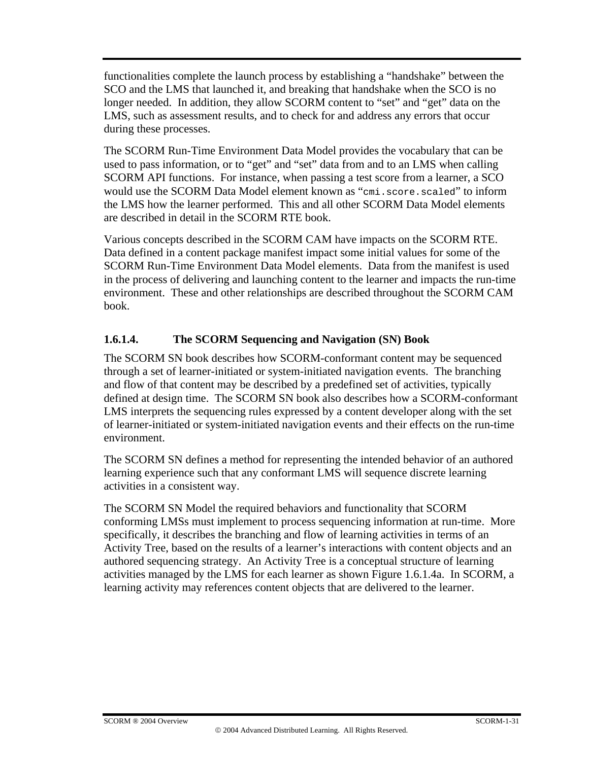functionalities complete the launch process by establishing a "handshake" between the SCO and the LMS that launched it, and breaking that handshake when the SCO is no longer needed. In addition, they allow SCORM content to "set" and "get" data on the LMS, such as assessment results, and to check for and address any errors that occur during these processes.

The SCORM Run-Time Environment Data Model provides the vocabulary that can be used to pass information, or to "get" and "set" data from and to an LMS when calling SCORM API functions. For instance, when passing a test score from a learner, a SCO would use the SCORM Data Model element known as "`cmi.score.scaled`" to inform the LMS how the learner performed. This and all other SCORM Data Model elements are described in detail in the SCORM RTE book.

Various concepts described in the SCORM CAM have impacts on the SCORM RTE. Data defined in a content package manifest impact some initial values for some of the SCORM Run-Time Environment Data Model elements. Data from the manifest is used in the process of delivering and launching content to the learner and impacts the run-time environment. These and other relationships are described throughout the SCORM CAM book.

#### 1.6.1.4. The SCORM Sequencing and Navigation (SN) Book

The SCORM SN book describes how SCORM-conformant content may be sequenced through a set of learner-initiated or system-initiated navigation events. The branching and flow of that content may be described by a predefined set of activities, typically defined at design time. The SCORM SN book also describes how a SCORM-conformant LMS interprets the sequencing rules expressed by a content developer along with the set of learner-initiated or system-initiated navigation events and their effects on the run-time environment.

The SCORM SN defines a method for representing the intended behavior of an authored learning experience such that any conformant LMS will sequence discrete learning activities in a consistent way.

The SCORM SN Model the required behaviors and functionality that SCORM conforming LMSs must implement to process sequencing information at run-time. More specifically, it describes the branching and flow of learning activities in terms of an Activity Tree, based on the results of a learner's interactions with content objects and an authored sequencing strategy. An Activity Tree is a conceptual structure of learning activities managed by the LMS for each learner as shown Figure 1.6.1.4a. In SCORM, a learning activity may references content objects that are delivered to the learner.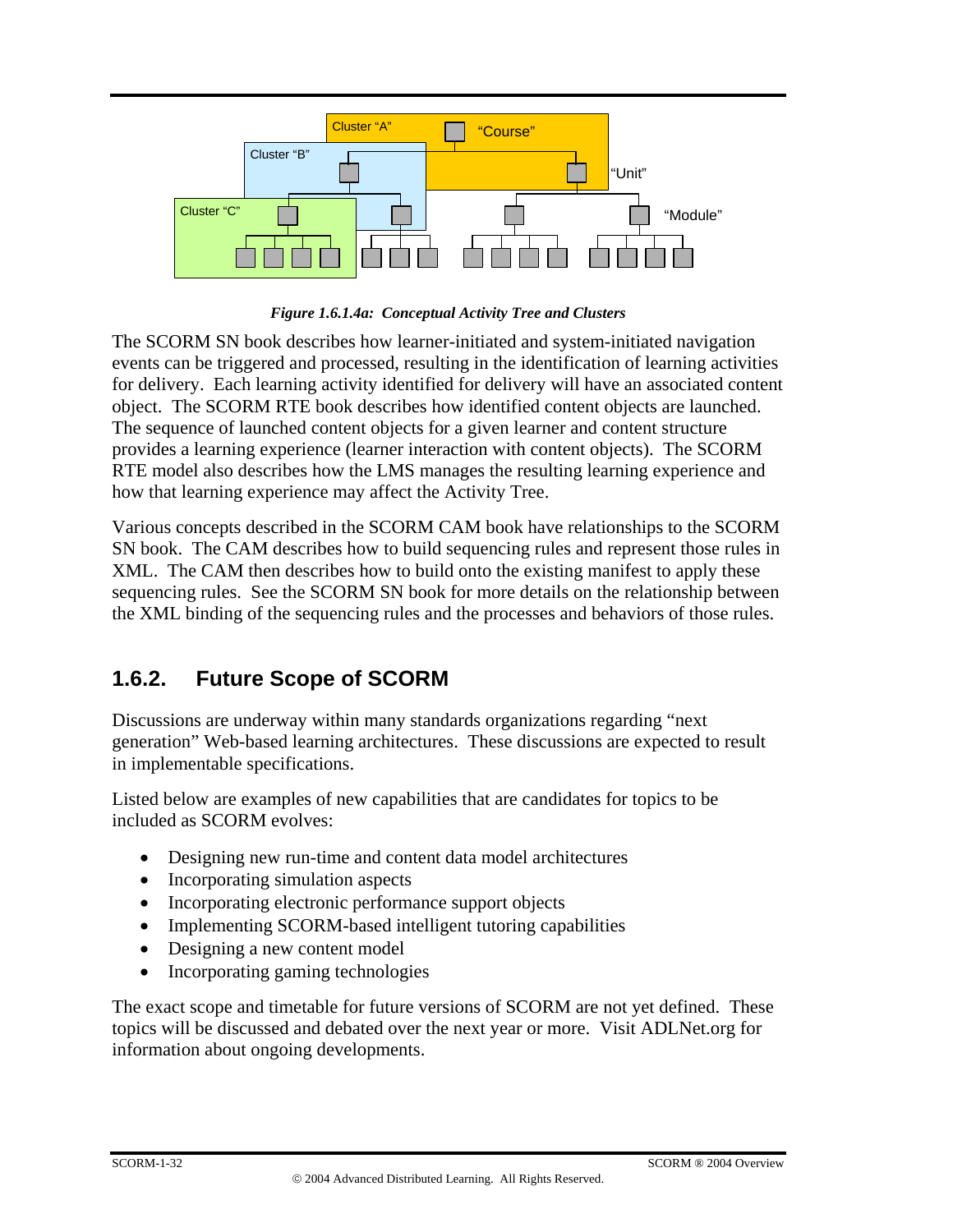Cluster "A" "Course"

Cluster "B" "Unit"

Cluster "C" "Module"

*Figure 1.6.1.4a: Conceptual Activity Tree and Clusters*

The SCORM SN book describes how learner-initiated and system-initiated navigation events can be triggered and processed, resulting in the identification of learning activities for delivery. Each learning activity identified for delivery will have an associated content object. The SCORM RTE book describes how identified content objects are launched. The sequence of launched content objects for a given learner and content structure provides a learning experience (learner interaction with content objects). The SCORM RTE model also describes how the LMS manages the resulting learning experience and how that learning experience may affect the Activity Tree.

Various concepts described in the SCORM CAM book have relationships to the SCORM SN book. The CAM describes how to build sequencing rules and represent those rules in XML. The CAM then describes how to build onto the existing manifest to apply these sequencing rules. See the SCORM SN book for more details on the relationship between the XML binding of the sequencing rules and the processes and behaviors of those rules.

## 1.6.2. Future Scope of SCORM

Discussions are underway within many standards organizations regarding "next generation" Web-based learning architectures. These discussions are expected to result in implementable specifications.

Listed below are examples of new capabilities that are candidates for topics to be included as SCORM evolves:

- Designing new run-time and content data model architectures
- Incorporating simulation aspects
- Incorporating electronic performance support objects
- Implementing SCORM-based intelligent tutoring capabilities
- Designing a new content model
- Incorporating gaming technologies

The exact scope and timetable for future versions of SCORM are not yet defined. These topics will be discussed and debated over the next year or more. Visit ADLNet.org for information about ongoing developments.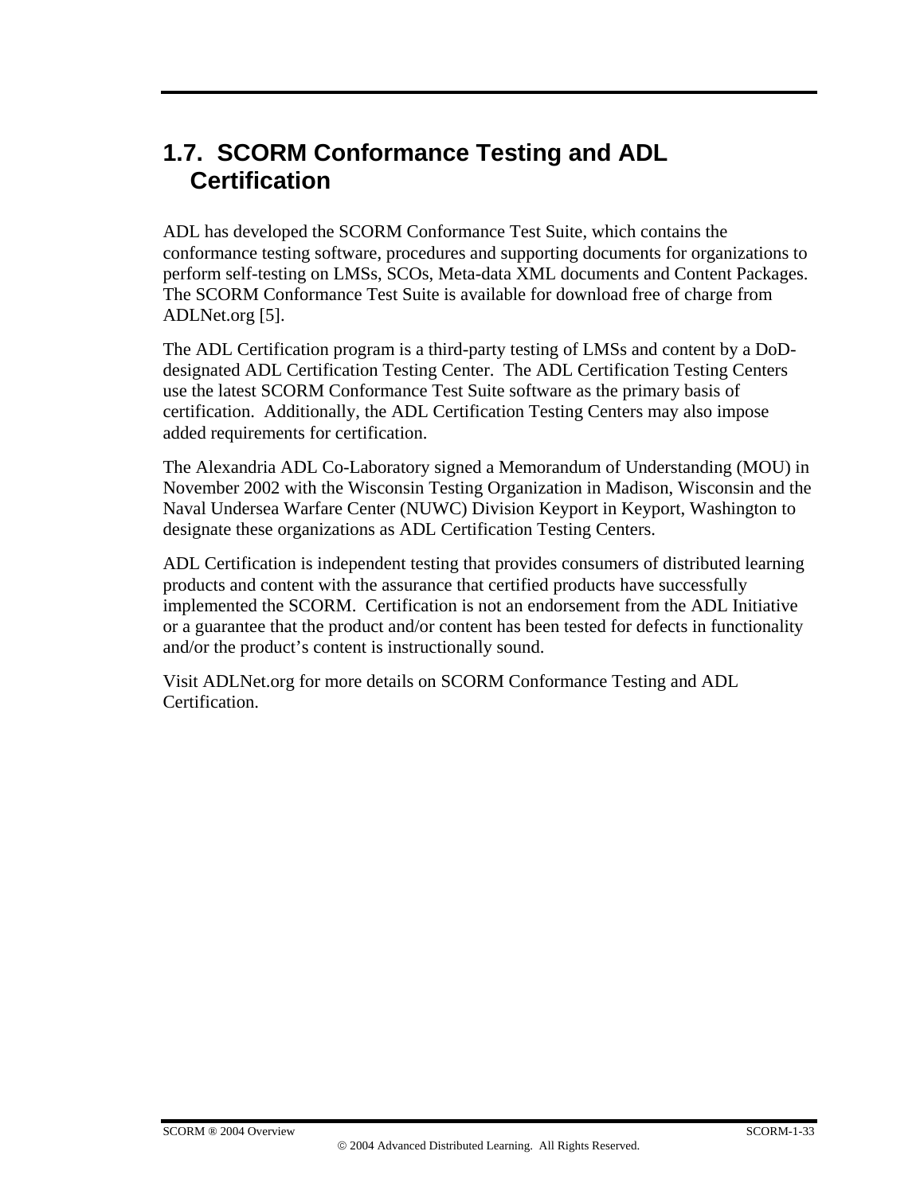## 1.7. SCORM Conformance Testing and ADL Certification

ADL has developed the SCORM Conformance Test Suite, which contains the conformance testing software, procedures and supporting documents for organizations to perform self-testing on LMSs, SCOs, Meta-data XML documents and Content Packages. The SCORM Conformance Test Suite is available for download free of charge from ADLNet.org [5].

The ADL Certification program is a third-party testing of LMSs and content by a DoD-designated ADL Certification Testing Center. The ADL Certification Testing Centers use the latest SCORM Conformance Test Suite software as the primary basis of certification. Additionally, the ADL Certification Testing Centers may also impose added requirements for certification.

The Alexandria ADL Co-Laboratory signed a Memorandum of Understanding (MOU) in November 2002 with the Wisconsin Testing Organization in Madison, Wisconsin and the Naval Undersea Warfare Center (NUWC) Division Keyport in Keyport, Washington to designate these organizations as ADL Certification Testing Centers.

ADL Certification is independent testing that provides consumers of distributed learning products and content with the assurance that certified products have successfully implemented the SCORM. Certification is not an endorsement from the ADL Initiative or a guarantee that the product and/or content has been tested for defects in functionality and/or the product's content is instructionally sound.

Visit ADLNet.org for more details on SCORM Conformance Testing and ADL Certification.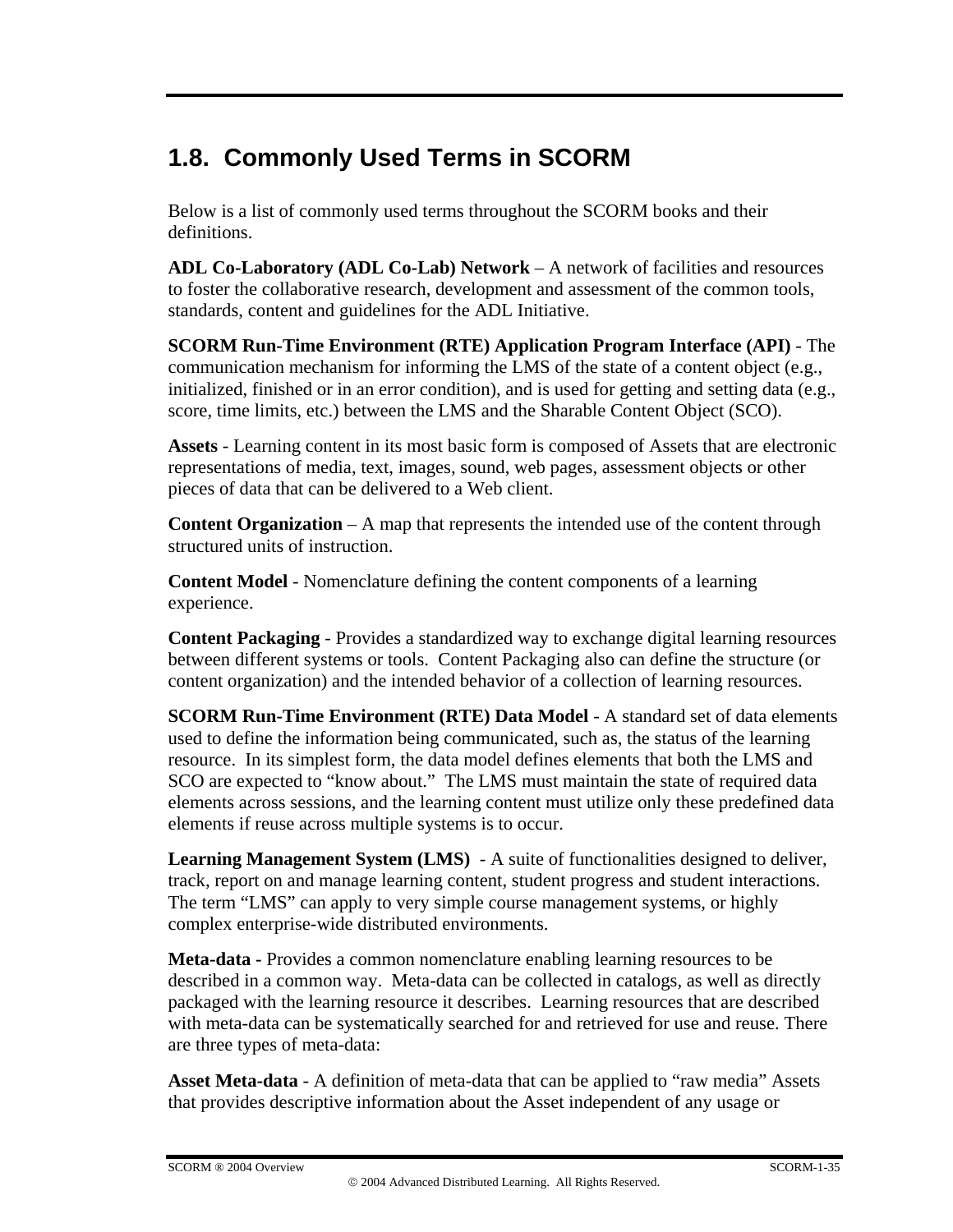## 1.8. Commonly Used Terms in SCORM

Below is a list of commonly used terms throughout the SCORM books and their definitions.

**ADL Co-Laboratory (ADL Co-Lab) Network** – A network of facilities and resources to foster the collaborative research, development and assessment of the common tools, standards, content and guidelines for the ADL Initiative.

**SCORM Run-Time Environment (RTE) Application Program Interface (API)** - The communication mechanism for informing the LMS of the state of a content object (e.g., initialized, finished or in an error condition), and is used for getting and setting data (e.g., score, time limits, etc.) between the LMS and the Sharable Content Object (SCO).

**Assets** - Learning content in its most basic form is composed of Assets that are electronic representations of media, text, images, sound, web pages, assessment objects or other pieces of data that can be delivered to a Web client.

**Content Organization** – A map that represents the intended use of the content through structured units of instruction.

**Content Model** - Nomenclature defining the content components of a learning experience.

**Content Packaging** - Provides a standardized way to exchange digital learning resources between different systems or tools. Content Packaging also can define the structure (or content organization) and the intended behavior of a collection of learning resources.

**SCORM Run-Time Environment (RTE) Data Model** - A standard set of data elements used to define the information being communicated, such as, the status of the learning resource. In its simplest form, the data model defines elements that both the LMS and SCO are expected to "know about." The LMS must maintain the state of required data elements across sessions, and the learning content must utilize only these predefined data elements if reuse across multiple systems is to occur.

**Learning Management System (LMS)** - A suite of functionalities designed to deliver, track, report on and manage learning content, student progress and student interactions. The term "LMS" can apply to very simple course management systems, or highly complex enterprise-wide distributed environments.

**Meta-data -** Provides a common nomenclature enabling learning resources to be described in a common way. Meta-data can be collected in catalogs, as well as directly packaged with the learning resource it describes. Learning resources that are described with meta-data can be systematically searched for and retrieved for use and reuse. There are three types of meta-data:

**Asset Meta-data** - A definition of meta-data that can be applied to "raw media" Assets that provides descriptive information about the Asset independent of any usage or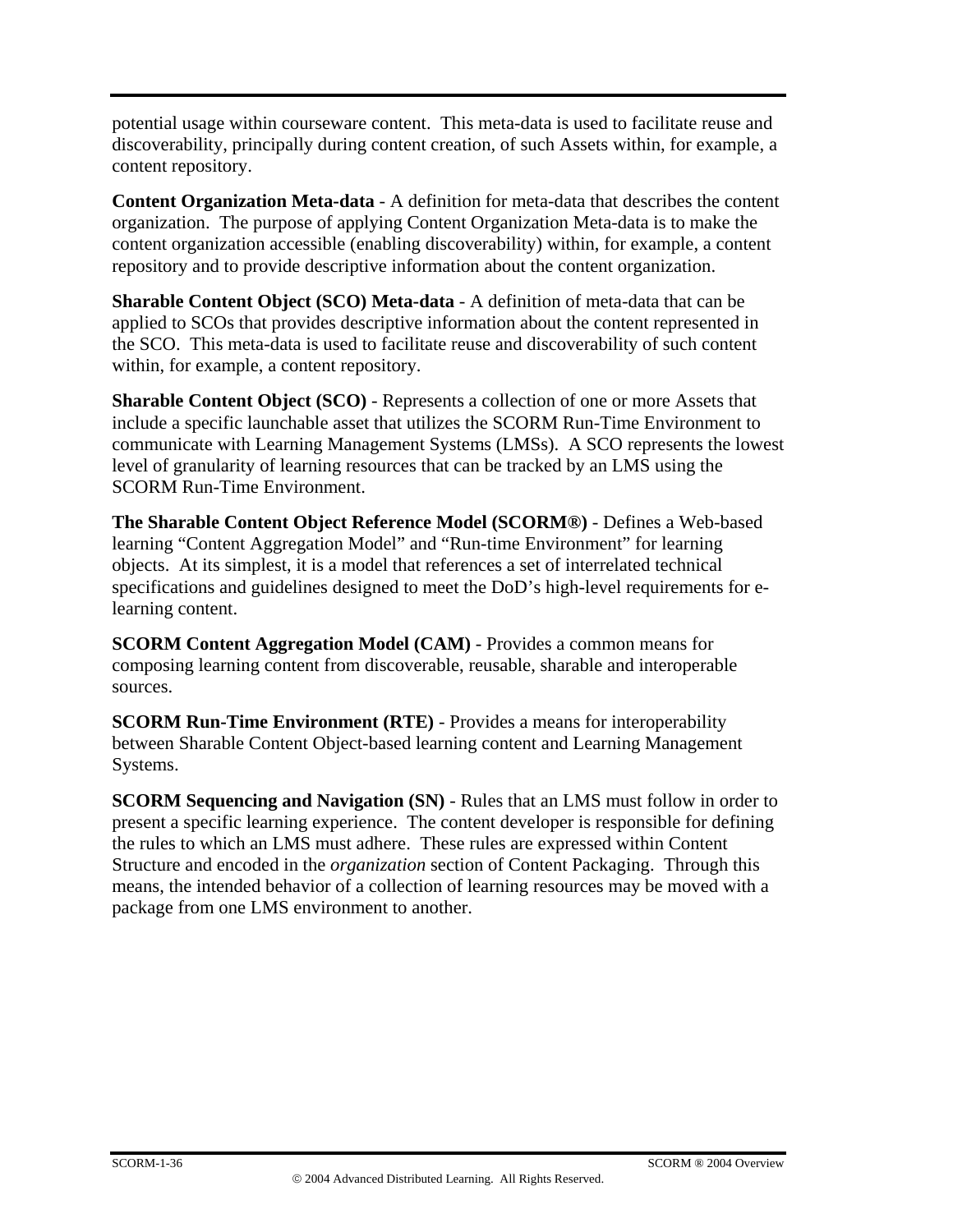potential usage within courseware content. This meta-data is used to facilitate reuse and discoverability, principally during content creation, of such Assets within, for example, a content repository.

**Content Organization Meta-data** - A definition for meta-data that describes the content organization. The purpose of applying Content Organization Meta-data is to make the content organization accessible (enabling discoverability) within, for example, a content repository and to provide descriptive information about the content organization.

**Sharable Content Object (SCO) Meta-data** - A definition of meta-data that can be applied to SCOs that provides descriptive information about the content represented in the SCO. This meta-data is used to facilitate reuse and discoverability of such content within, for example, a content repository.

**Sharable Content Object (SCO)** - Represents a collection of one or more Assets that include a specific launchable asset that utilizes the SCORM Run-Time Environment to communicate with Learning Management Systems (LMSs). A SCO represents the lowest level of granularity of learning resources that can be tracked by an LMS using the SCORM Run-Time Environment.

**The Sharable Content Object Reference Model (SCORM®)** - Defines a Web-based learning "Content Aggregation Model" and "Run-time Environment" for learning objects. At its simplest, it is a model that references a set of interrelated technical specifications and guidelines designed to meet the DoD's high-level requirements for e-learning content.

**SCORM Content Aggregation Model (CAM)** - Provides a common means for composing learning content from discoverable, reusable, sharable and interoperable sources.

**SCORM Run-Time Environment (RTE)** - Provides a means for interoperability between Sharable Content Object-based learning content and Learning Management Systems.

**SCORM Sequencing and Navigation (SN)** - Rules that an LMS must follow in order to present a specific learning experience. The content developer is responsible for defining the rules to which an LMS must adhere. These rules are expressed within Content Structure and encoded in the *organization* section of Content Packaging. Through this means, the intended behavior of a collection of learning resources may be moved with a package from one LMS environment to another.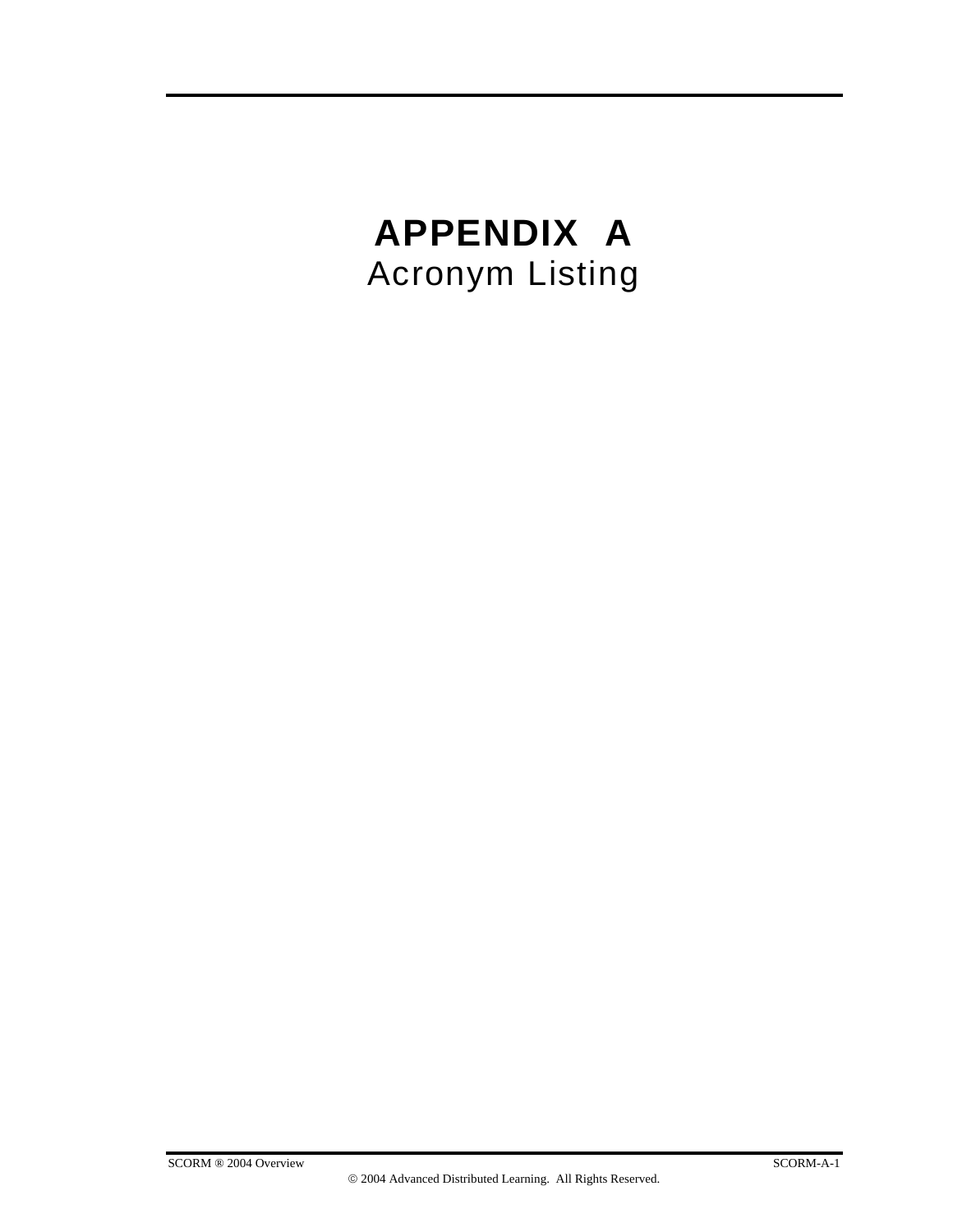# APPENDIX A
## Acronym Listing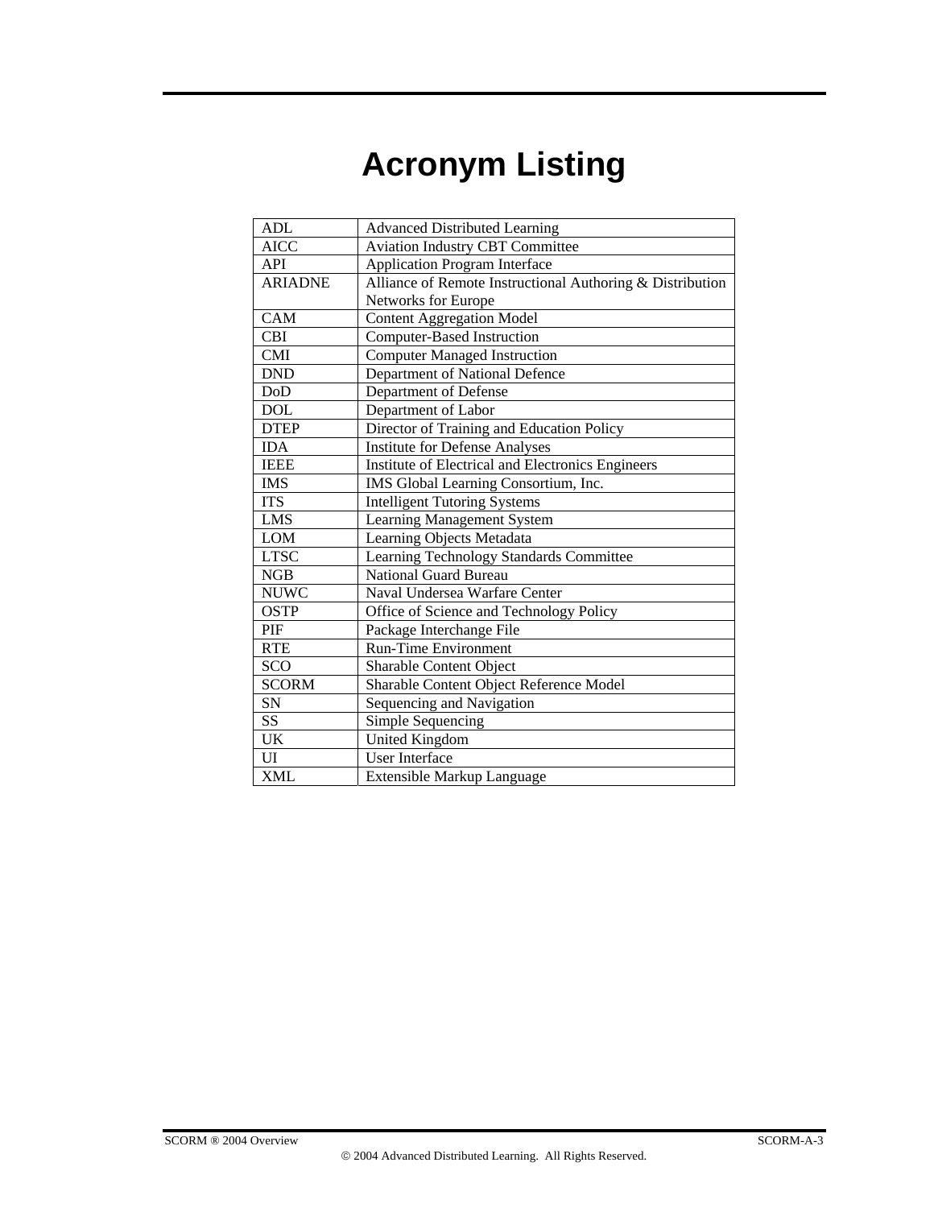# Acronym Listing

| | |
|---|---|
| ADL | Advanced Distributed Learning |
| AICC | Aviation Industry CBT Committee |
| API | Application Program Interface |
| ARIADNE | Alliance of Remote Instructional Authoring & Distribution Networks for Europe |
| CAM | Content Aggregation Model |
| CBI | Computer-Based Instruction |
| CMI | Computer Managed Instruction |
| DND | Department of National Defence |
| DoD | Department of Defense |
| DOL | Department of Labor |
| DTEP | Director of Training and Education Policy |
| IDA | Institute for Defense Analyses |
| IEEE | Institute of Electrical and Electronics Engineers |
| IMS | IMS Global Learning Consortium, Inc. |
| ITS | Intelligent Tutoring Systems |
| LMS | Learning Management System |
| LOM | Learning Objects Metadata |
| LTSC | Learning Technology Standards Committee |
| NGB | National Guard Bureau |
| NUWC | Naval Undersea Warfare Center |
| OSTP | Office of Science and Technology Policy |
| PIF | Package Interchange File |
| RTE | Run-Time Environment |
| SCO | Sharable Content Object |
| SCORM | Sharable Content Object Reference Model |
| SN | Sequencing and Navigation |
| SS | Simple Sequencing |
| UK | United Kingdom |
| UI | User Interface |
| XML | Extensible Markup Language |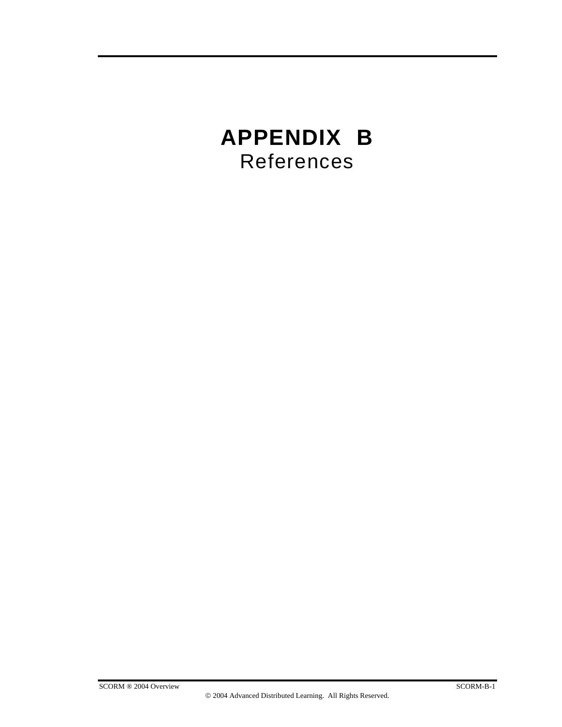# APPENDIX B
## References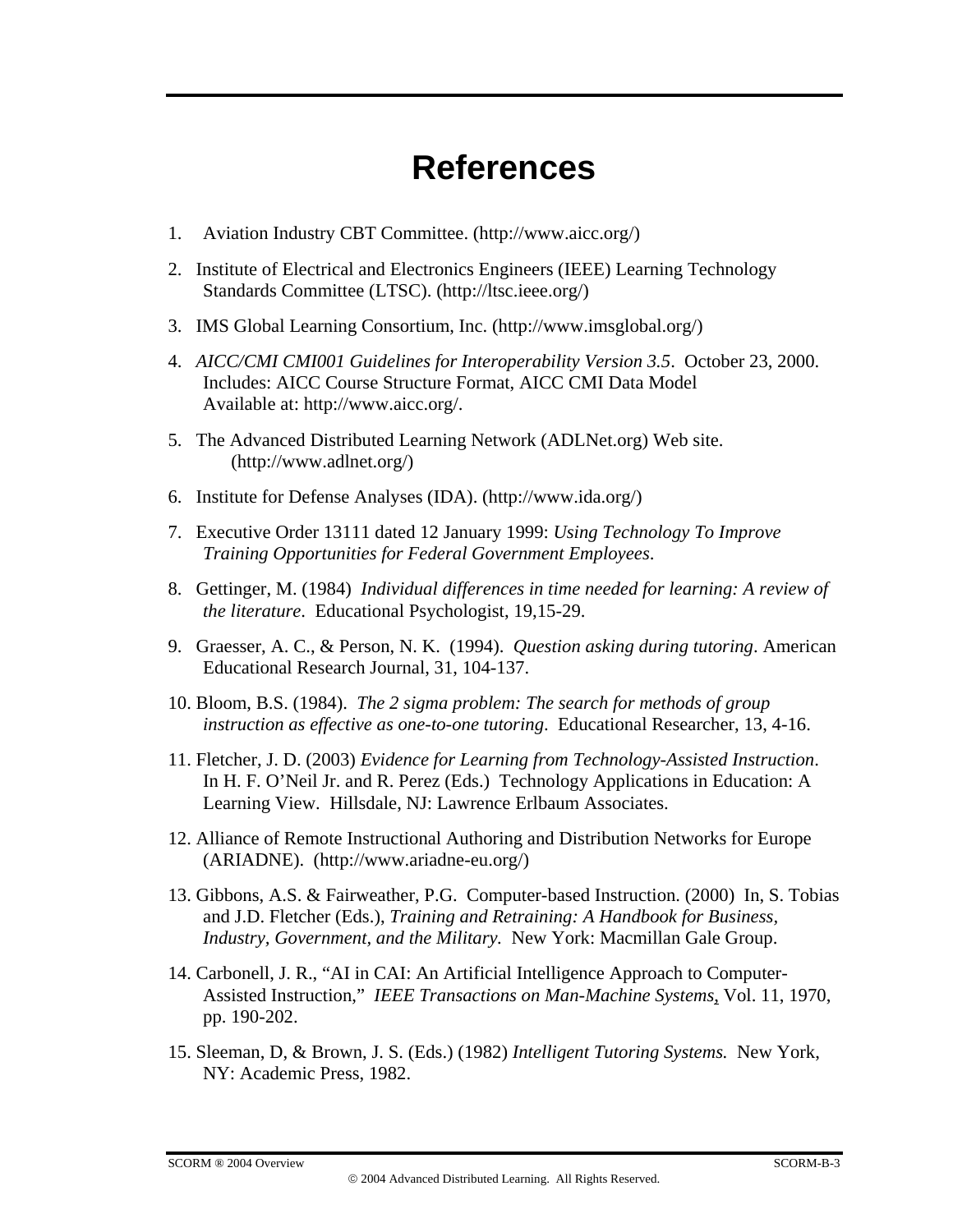# References

1. Aviation Industry CBT Committee. (http://www.aicc.org/)
2. Institute of Electrical and Electronics Engineers (IEEE) Learning Technology Standards Committee (LTSC). (http://ltsc.ieee.org/)
3. IMS Global Learning Consortium, Inc. (http://www.imsglobal.org/)
4. *AICC/CMI CMI001 Guidelines for Interoperability Version 3.5*. October 23, 2000. Includes: AICC Course Structure Format, AICC CMI Data Model Available at: http://www.aicc.org/.
5. The Advanced Distributed Learning Network (ADLNet.org) Web site. (http://www.adlnet.org/)
6. Institute for Defense Analyses (IDA). (http://www.ida.org/)
7. Executive Order 13111 dated 12 January 1999: *Using Technology To Improve Training Opportunities for Federal Government Employees*.
8. Gettinger, M. (1984) *Individual differences in time needed for learning: A review of the literature*. Educational Psychologist, 19,15-29.
9. Graesser, A. C., & Person, N. K. (1994). *Question asking during tutoring*. American Educational Research Journal, 31, 104-137.
10. Bloom, B.S. (1984). *The 2 sigma problem: The search for methods of group instruction as effective as one-to-one tutoring*. Educational Researcher, 13, 4-16.
11. Fletcher, J. D. (2003) *Evidence for Learning from Technology-Assisted Instruction*. In H. F. O'Neil Jr. and R. Perez (Eds.) Technology Applications in Education: A Learning View. Hillsdale, NJ: Lawrence Erlbaum Associates.
12. Alliance of Remote Instructional Authoring and Distribution Networks for Europe (ARIADNE). (http://www.ariadne-eu.org/)
13. Gibbons, A.S. & Fairweather, P.G. Computer-based Instruction. (2000) In, S. Tobias and J.D. Fletcher (Eds.), *Training and Retraining: A Handbook for Business, Industry, Government, and the Military.* New York: Macmillan Gale Group.
14. Carbonell, J. R., "AI in CAI: An Artificial Intelligence Approach to Computer-Assisted Instruction," *IEEE Transactions on Man-Machine Systems*, Vol. 11, 1970, pp. 190-202.
15. Sleeman, D, & Brown, J. S. (Eds.) (1982) *Intelligent Tutoring Systems.* New York, NY: Academic Press, 1982.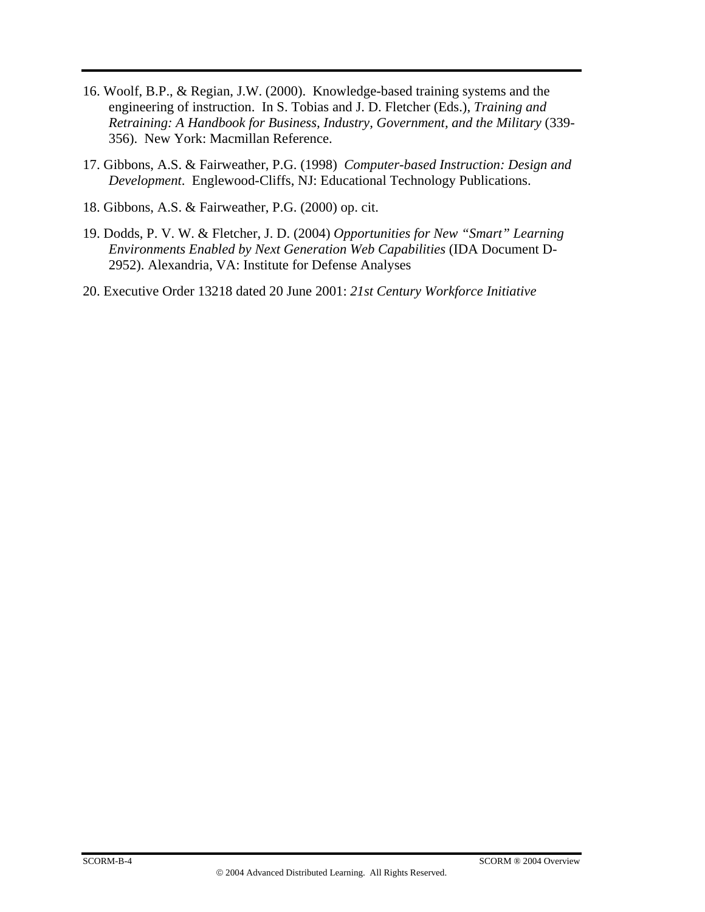16. Woolf, B.P., & Regian, J.W. (2000). Knowledge-based training systems and the engineering of instruction. In S. Tobias and J. D. Fletcher (Eds.), *Training and Retraining: A Handbook for Business, Industry, Government, and the Military* (339-356). New York: Macmillan Reference.

17. Gibbons, A.S. & Fairweather, P.G. (1998) *Computer-based Instruction: Design and Development*. Englewood-Cliffs, NJ: Educational Technology Publications.

18. Gibbons, A.S. & Fairweather, P.G. (2000) op. cit.

19. Dodds, P. V. W. & Fletcher, J. D. (2004) *Opportunities for New "Smart" Learning Environments Enabled by Next Generation Web Capabilities* (IDA Document D-2952). Alexandria, VA: Institute for Defense Analyses

20. Executive Order 13218 dated 20 June 2001: *21st Century Workforce Initiative*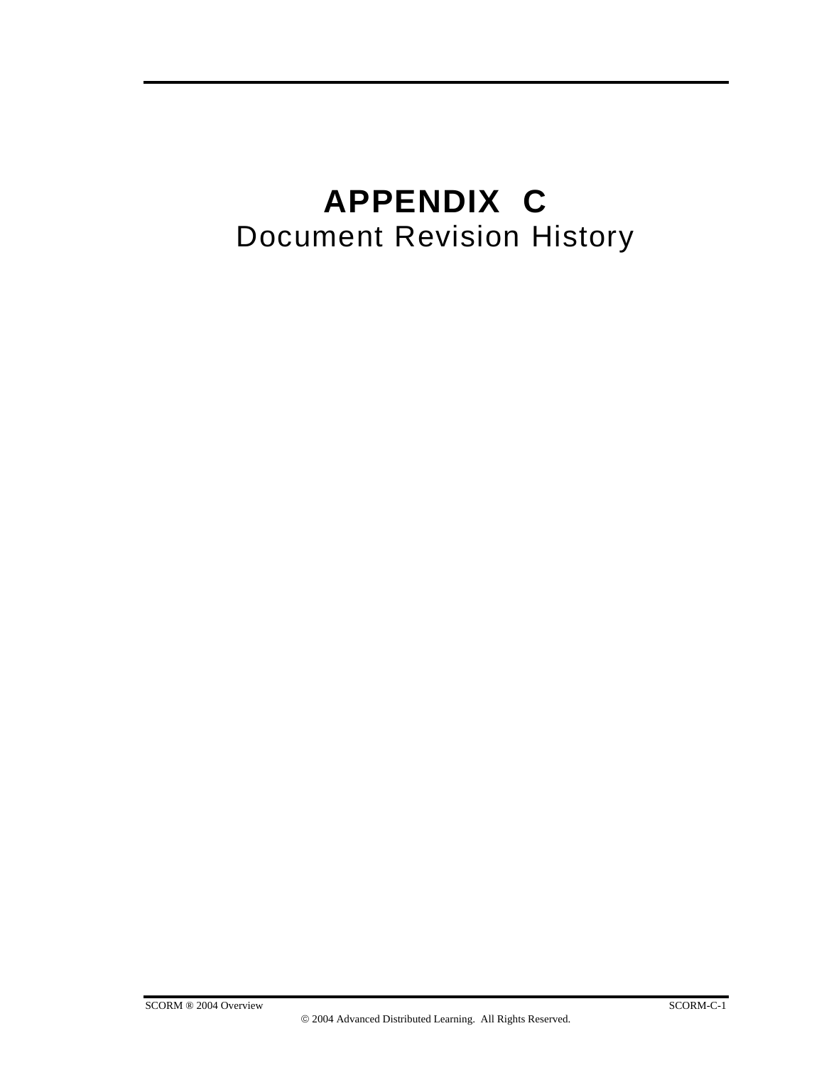# APPENDIX C
## Document Revision History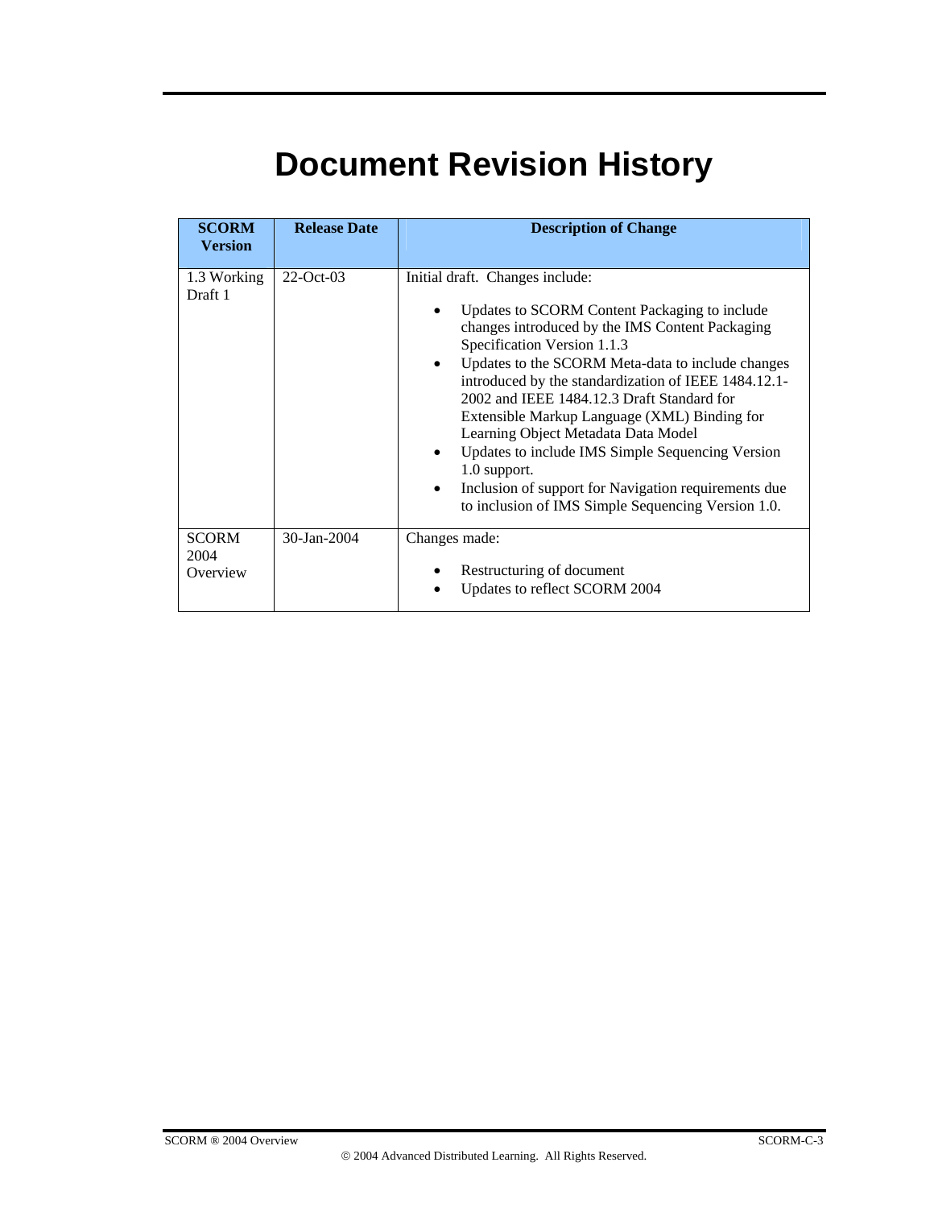# Document Revision History

| SCORM Version | Release Date | Description of Change |
|---|---|---|
| 1.3 Working Draft 1 | 22-Oct-03 | Initial draft. Changes include:<br>• Updates to SCORM Content Packaging to include changes introduced by the IMS Content Packaging Specification Version 1.1.3<br>• Updates to the SCORM Meta-data to include changes introduced by the standardization of IEEE 1484.12.1-2002 and IEEE 1484.12.3 Draft Standard for Extensible Markup Language (XML) Binding for Learning Object Metadata Data Model<br>• Updates to include IMS Simple Sequencing Version 1.0 support.<br>• Inclusion of support for Navigation requirements due to inclusion of IMS Simple Sequencing Version 1.0. |
| SCORM 2004 Overview | 30-Jan-2004 | Changes made:<br>• Restructuring of document<br>• Updates to reflect SCORM 2004 |